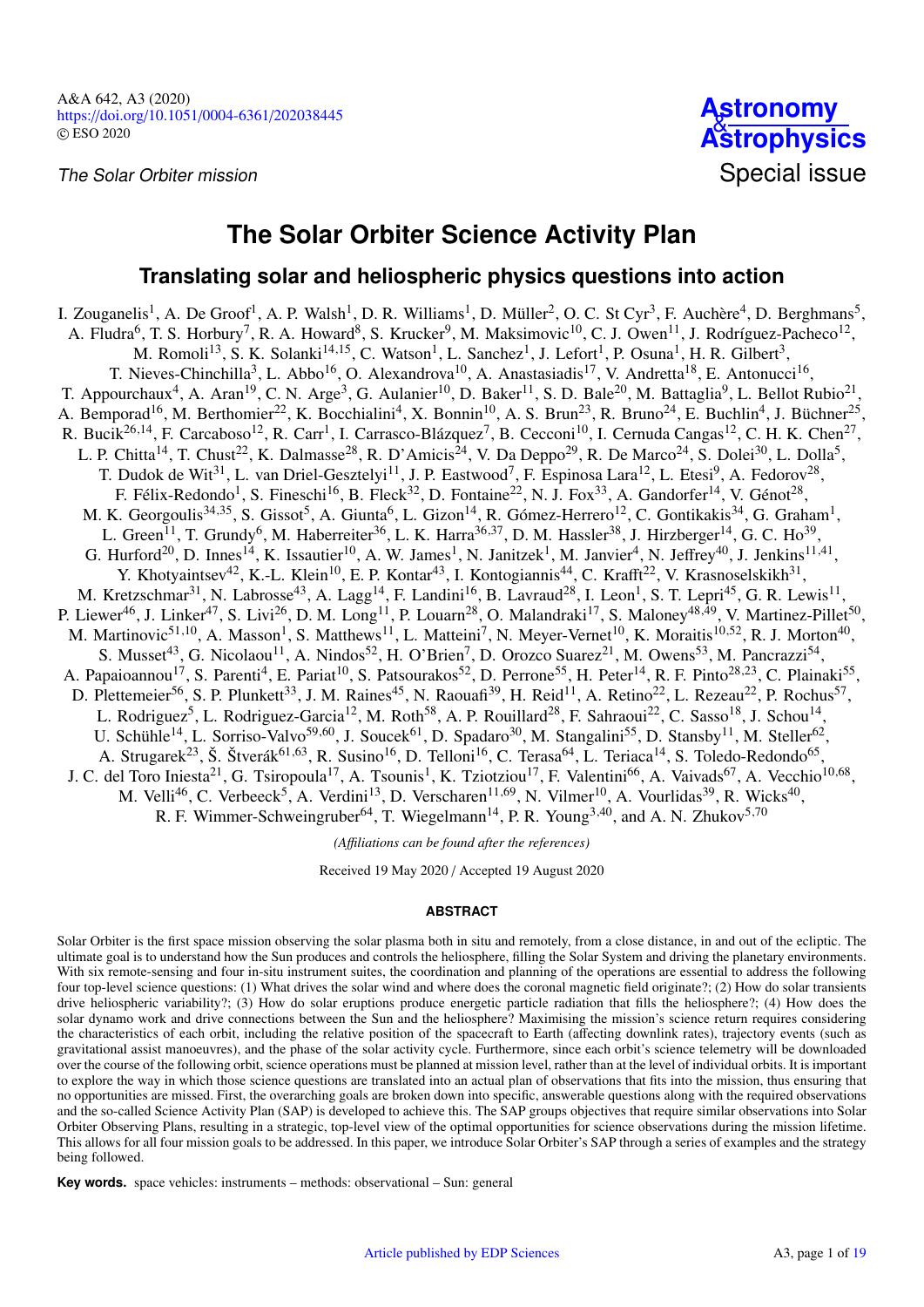# The Solar Orbiter Science Activity Plan

## Translating solar and heliospheric physics questions into action

I. Zouganelis[1], A. De Groof[1], A. P. Walsh[1], D. R. Williams[1], D. Müller[2], O. C. St Cyr[3], F. Auchère[4], D. Berghmans[5], A. Fludra[6], T. S. Horbury[7], R. A. Howard[8], S. Krucker[9], M. Maksimovic[10], C. J. Owen[11], J. Rodríguez-Pacheco[12], M. Romoli[13], S. K. Solanki[14,15], C. Watson[1], L. Sanchez[1], J. Lefort[1], P. Osuna[1], H. R. Gilbert[3], T. Nieves-Chinchilla[3], L. Abbo[16], O. Alexandrova[10], A. Anastasiadis[17], V. Andretta[18], E. Antonucci[16], T. Appourchaux[4], A. Aran[19], C. N. Arge[3], G. Aulanier[10], D. Baker[11], S. D. Bale[20], M. Battaglia[9], L. Bellot Rubio[21], A. Bemporad[16], M. Berthomier[22], K. Bocchialini[4], X. Bonnin[10], A. S. Brun[23], R. Bruno[24], E. Buchlin[4], J. Büchner[25], R. Bucik[26,14], F. Carcaboso[12], R. Carr[1], I. Carrasco-Blázquez[7], B. Cecconi[10], I. Cernuda Cangas[12], C. H. K. Chen[27], L. P. Chitta[14], T. Chust[22], K. Dalmasse[28], R. D'Amicis[24], V. Da Deppo[29], R. De Marco[24], S. Dolei[30], L. Dolla[5], T. Dudok de Wit[31], L. van Driel-Gesztelyi[11], J. P. Eastwood[7], F. Espinosa Lara[12], L. Etesi[9], A. Fedorov[28], F. Félix-Redondo[1], S. Fineschi[16], B. Fleck[32], D. Fontaine[22], N. J. Fox[33], A. Gandorfer[14], V. Génot[28], M. K. Georgoulis[34,35], S. Gissot[5], A. Giunta[6], L. Gizon[14], R. Gómez-Herrero[12], C. Gontikakis[34], G. Graham[1], L. Green[11], T. Grundy[6], M. Haberreiter[36], L. K. Harra[36,37], D. M. Hassler[38], J. Hirzberger[14], G. C. Ho[39], G. Hurford[20], D. Innes[14], K. Issautier[10], A. W. James[1], N. Janitzek[1], M. Janvier[4], N. Jeffrey[40], J. Jenkins[11,41], Y. Khotyaintsev[42], K.-L. Klein[10], E. P. Kontar[43], I. Kontogiannis[44], C. Krafft[22], V. Krasnoselskikh[31], M. Kretzschmar[31], N. Labrosse[43], A. Lagg[14], F. Landini[16], B. Lavraud[28], I. Leon[1], S. T. Lepri[45], G. R. Lewis[11], P. Liewer[46], J. Linker[47], S. Livi[26], D. M. Long[11], P. Louarn[28], O. Malandraki[17], S. Maloney[48,49], V. Martinez-Pillet[50], M. Martinovic[51,10], A. Masson[1], S. Matthews[11], L. Matteini[7], N. Meyer-Vernet[10], K. Moraitis[10,52], R. J. Morton[40], S. Musset[43], G. Nicolaou[11], A. Nindos[52], H. O'Brien[7], D. Orozco Suarez[21], M. Owens[53], M. Pancrazzi[54], A. Papaioannou[17], S. Parenti[4], E. Pariat[10], S. Patsourakos[52], D. Perrone[55], H. Peter[14], R. F. Pinto[28,23], C. Plainaki[55], D. Plettemeier[56], S. P. Plunkett[33], J. M. Raines[45], N. Raouafi[39], H. Reid[11], A. Retino[22], L. Rezeau[22], P. Rochus[57], L. Rodriguez[5], L. Rodriguez-Garcia[12], M. Roth[58], A. P. Rouillard[28], F. Sahraoui[22], C. Sasso[18], J. Schou[14], U. Schühle[14], L. Sorriso-Valvo[59,60], J. Soucek[61], D. Spadaro[30], M. Stangalini[55], D. Stansby[11], M. Steller[62], A. Strugarek[23], Š. Štverák[61,63], R. Susino[16], D. Telloni[16], C. Terasa[64], L. Teriaca[14], S. Toledo-Redondo[65], J. C. del Toro Iniesta[21], G. Tsiropoula[17], A. Tsounis[1], K. Tziotziou[17], F. Valentini[66], A. Vaivads[67], A. Vecchio[10,68], M. Velli[46], C. Verbeeck[5], A. Verdini[13], D. Verscharen[11,69], N. Vilmer[10], A. Vourlidas[39], R. Wicks[40], R. F. Wimmer-Schweingruber[64], T. Wiegelmann[14], P. R. Young[3,40], and A. N. Zhukov[5,70]

*(Affiliations can be found after the references)*

Received 19 May 2020 / Accepted 19 August 2020

### ABSTRACT

Solar Orbiter is the first space mission observing the solar plasma both in situ and remotely, from a close distance, in and out of the ecliptic. The ultimate goal is to understand how the Sun produces and controls the heliosphere, filling the Solar System and driving the planetary environments. With six remote-sensing and four in-situ instrument suites, the coordination and planning of the operations are essential to address the following four top-level science questions: (1) What drives the solar wind and where does the coronal magnetic field originate?; (2) How do solar transients drive heliospheric variability?; (3) How do solar eruptions produce energetic particle radiation that fills the heliosphere?; (4) How does the solar dynamo work and drive connections between the Sun and the heliosphere? Maximising the mission's science return requires considering the characteristics of each orbit, including the relative position of the spacecraft to Earth (affecting downlink rates), trajectory events (such as gravitational assist manoeuvres), and the phase of the solar activity cycle. Furthermore, since each orbit's science telemetry will be downloaded over the course of the following orbit, science operations must be planned at mission level, rather than at the level of individual orbits. It is important to explore the way in which those science questions are translated into an actual plan of observations that fits into the mission, thus ensuring that no opportunities are missed. First, the overarching goals are broken down into specific, answerable questions along with the required observations and the so-called Science Activity Plan (SAP) is developed to achieve this. The SAP groups objectives that require similar observations into Solar Orbiter Observing Plans, resulting in a strategic, top-level view of the optimal opportunities for science observations during the mission lifetime. This allows for all four mission goals to be addressed. In this paper, we introduce Solar Orbiter's SAP through a series of examples and the strategy being followed.

**Key words.** space vehicles: instruments – methods: observational – Sun: general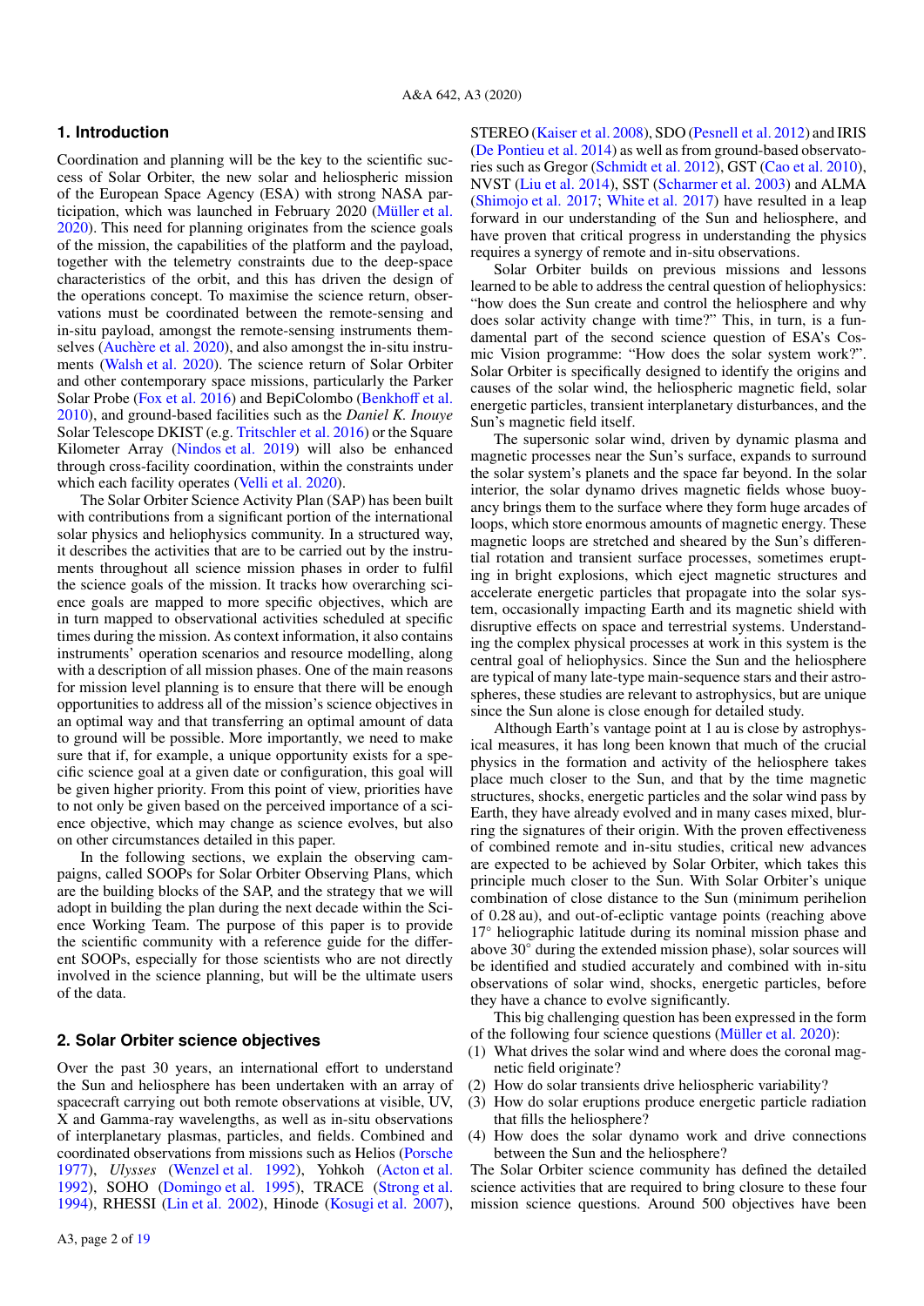## 1. Introduction

Coordination and planning will be the key to the scientific success of Solar Orbiter, the new solar and heliospheric mission of the European Space Agency (ESA) with strong NASA participation, which was launched in February 2020 (Müller et al. 2020). This need for planning originates from the science goals of the mission, the capabilities of the platform and the payload, together with the telemetry constraints due to the deep-space characteristics of the orbit, and this has driven the design of the operations concept. To maximise the science return, observations must be coordinated between the remote-sensing and in-situ payload, amongst the remote-sensing instruments themselves (Auchère et al. 2020), and also amongst the in-situ instruments (Walsh et al. 2020). The science return of Solar Orbiter and other contemporary space missions, particularly the Parker Solar Probe (Fox et al. 2016) and BepiColombo (Benkhoff et al. 2010), and ground-based facilities such as the *Daniel K. Inouye* Solar Telescope DKIST (e.g. Tritschler et al. 2016) or the Square Kilometer Array (Nindos et al. 2019) will also be enhanced through cross-facility coordination, within the constraints under which each facility operates (Velli et al. 2020).

The Solar Orbiter Science Activity Plan (SAP) has been built with contributions from a significant portion of the international solar physics and heliophysics community. In a structured way, it describes the activities that are to be carried out by the instruments throughout all science mission phases in order to fulfil the science goals of the mission. It tracks how overarching science goals are mapped to more specific objectives, which are in turn mapped to observational activities scheduled at specific times during the mission. As context information, it also contains instruments' operation scenarios and resource modelling, along with a description of all mission phases. One of the main reasons for mission level planning is to ensure that there will be enough opportunities to address all of the mission's science objectives in an optimal way and that transferring an optimal amount of data to ground will be possible. More importantly, we need to make sure that if, for example, a unique opportunity exists for a specific science goal at a given date or configuration, this goal will be given higher priority. From this point of view, priorities have to not only be given based on the perceived importance of a science objective, which may change as science evolves, but also on other circumstances detailed in this paper.

In the following sections, we explain the observing campaigns, called SOOPs for Solar Orbiter Observing Plans, which are the building blocks of the SAP, and the strategy that we will adopt in building the plan during the next decade within the Science Working Team. The purpose of this paper is to provide the scientific community with a reference guide for the different SOOPs, especially for those scientists who are not directly involved in the science planning, but will be the ultimate users of the data.

## 2. Solar Orbiter science objectives

Over the past 30 years, an international effort to understand the Sun and heliosphere has been undertaken with an array of spacecraft carrying out both remote observations at visible, UV, X and Gamma-ray wavelengths, as well as in-situ observations of interplanetary plasmas, particles, and fields. Combined and coordinated observations from missions such as Helios (Porsche 1977), *Ulysses* (Wenzel et al. 1992), Yohkoh (Acton et al. 1992), SOHO (Domingo et al. 1995), TRACE (Strong et al. 1994), RHESSI (Lin et al. 2002), Hinode (Kosugi et al. 2007), STEREO (Kaiser et al. 2008), SDO (Pesnell et al. 2012) and IRIS (De Pontieu et al. 2014) as well as from ground-based observatories such as Gregor (Schmidt et al. 2012), GST (Cao et al. 2010), NVST (Liu et al. 2014), SST (Scharmer et al. 2003) and ALMA (Shimojo et al. 2017; White et al. 2017) have resulted in a leap forward in our understanding of the Sun and heliosphere, and have proven that critical progress in understanding the physics requires a synergy of remote and in-situ observations.

Solar Orbiter builds on previous missions and lessons learned to be able to address the central question of heliophysics: "how does the Sun create and control the heliosphere and why does solar activity change with time?" This, in turn, is a fundamental part of the second science question of ESA's Cosmic Vision programme: "How does the solar system work?". Solar Orbiter is specifically designed to identify the origins and causes of the solar wind, the heliospheric magnetic field, solar energetic particles, transient interplanetary disturbances, and the Sun's magnetic field itself.

The supersonic solar wind, driven by dynamic plasma and magnetic processes near the Sun's surface, expands to surround the solar system's planets and the space far beyond. In the solar interior, the solar dynamo drives magnetic fields whose buoyancy brings them to the surface where they form huge arcades of loops, which store enormous amounts of magnetic energy. These magnetic loops are stretched and sheared by the Sun's differential rotation and transient surface processes, sometimes erupting in bright explosions, which eject magnetic structures and accelerate energetic particles that propagate into the solar system, occasionally impacting Earth and its magnetic shield with disruptive effects on space and terrestrial systems. Understanding the complex physical processes at work in this system is the central goal of heliophysics. Since the Sun and the heliosphere are typical of many late-type main-sequence stars and their astrospheres, these studies are relevant to astrophysics, but are unique since the Sun alone is close enough for detailed study.

Although Earth's vantage point at 1 au is close by astrophysical measures, it has long been known that much of the crucial physics in the formation and activity of the heliosphere takes place much closer to the Sun, and that by the time magnetic structures, shocks, energetic particles and the solar wind pass by Earth, they have already evolved and in many cases mixed, blurring the signatures of their origin. With the proven effectiveness of combined remote and in-situ studies, critical new advances are expected to be achieved by Solar Orbiter, which takes this principle much closer to the Sun. With Solar Orbiter's unique combination of close distance to the Sun (minimum perihelion of 0.28 au), and out-of-ecliptic vantage points (reaching above 17° heliographic latitude during its nominal mission phase and above 30° during the extended mission phase), solar sources will be identified and studied accurately and combined with in-situ observations of solar wind, shocks, energetic particles, before they have a chance to evolve significantly.

This big challenging question has been expressed in the form of the following four science questions (Müller et al. 2020):

(1) What drives the solar wind and where does the coronal magnetic field originate?
(2) How do solar transients drive heliospheric variability?
(3) How do solar eruptions produce energetic particle radiation that fills the heliosphere?
(4) How does the solar dynamo work and drive connections between the Sun and the heliosphere?

The Solar Orbiter science community has defined the detailed science activities that are required to bring closure to these four mission science questions. Around 500 objectives have been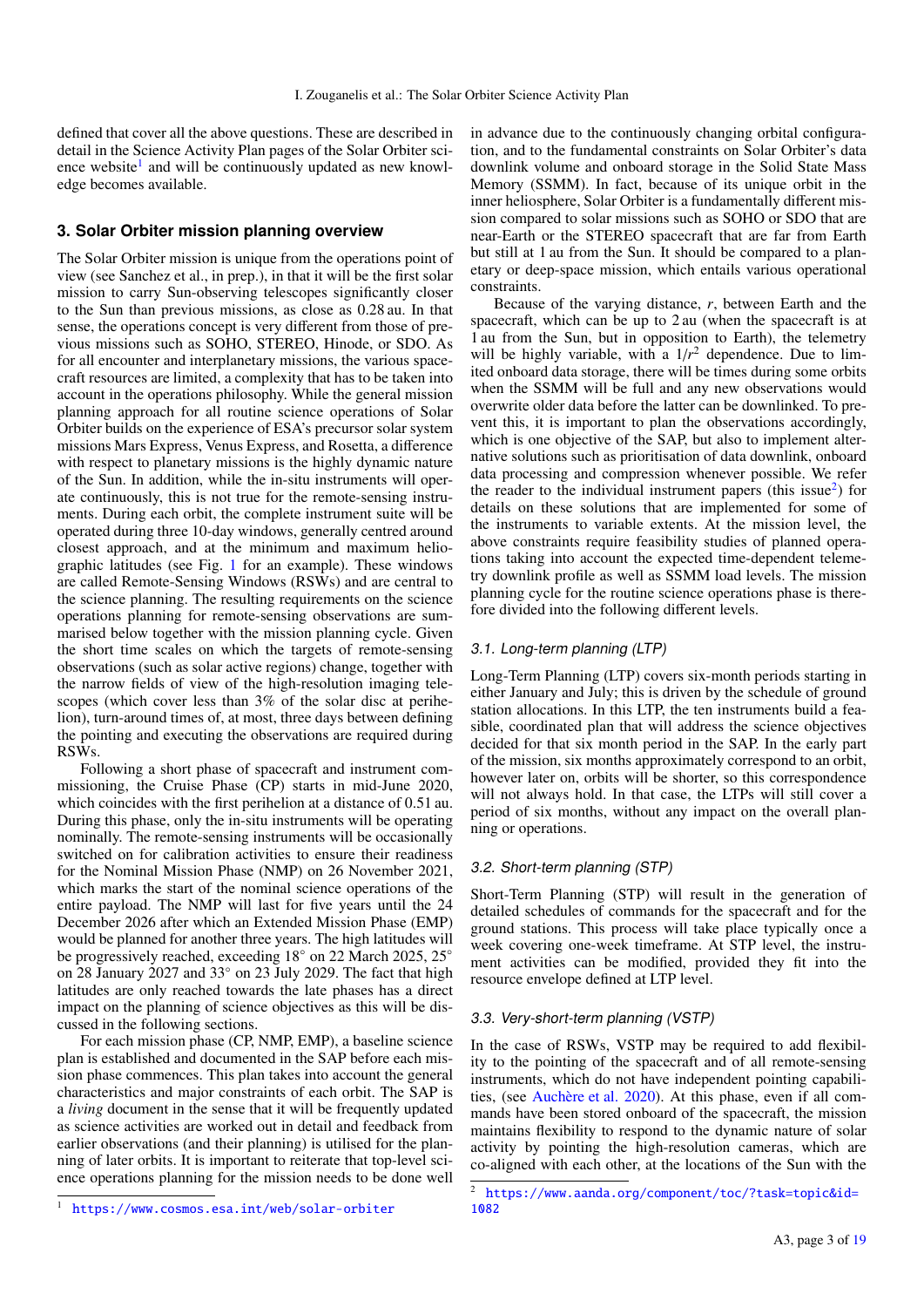defined that cover all the above questions. These are described in detail in the Science Activity Plan pages of the Solar Orbiter science website[1] and will be continuously updated as new knowledge becomes available.

## 3. Solar Orbiter mission planning overview

The Solar Orbiter mission is unique from the operations point of view (see Sanchez et al., in prep.), in that it will be the first solar mission to carry Sun-observing telescopes significantly closer to the Sun than previous missions, as close as 0.28 au. In that sense, the operations concept is very different from those of previous missions such as SOHO, STEREO, Hinode, or SDO. As for all encounter and interplanetary missions, the various spacecraft resources are limited, a complexity that has to be taken into account in the operations philosophy. While the general mission planning approach for all routine science operations of Solar Orbiter builds on the experience of ESA's precursor solar system missions Mars Express, Venus Express, and Rosetta, a difference with respect to planetary missions is the highly dynamic nature of the Sun. In addition, while the in-situ instruments will operate continuously, this is not true for the remote-sensing instruments. During each orbit, the complete instrument suite will be operated during three 10-day windows, generally centred around closest approach, and at the minimum and maximum heliographic latitudes (see Fig. 1 for an example). These windows are called Remote-Sensing Windows (RSWs) and are central to the science planning. The resulting requirements on the science operations planning for remote-sensing observations are summarised below together with the mission planning cycle. Given the short time scales on which the targets of remote-sensing observations (such as solar active regions) change, together with the narrow fields of view of the high-resolution imaging telescopes (which cover less than 3% of the solar disc at perihelion), turn-around times of, at most, three days between defining the pointing and executing the observations are required during RSWs.

Following a short phase of spacecraft and instrument commissioning, the Cruise Phase (CP) starts in mid-June 2020, which coincides with the first perihelion at a distance of 0.51 au. During this phase, only the in-situ instruments will be operating nominally. The remote-sensing instruments will be occasionally switched on for calibration activities to ensure their readiness for the Nominal Mission Phase (NMP) on 26 November 2021, which marks the start of the nominal science operations of the entire payload. The NMP will last for five years until the 24 December 2026 after which an Extended Mission Phase (EMP) would be planned for another three years. The high latitudes will be progressively reached, exceeding 18° on 22 March 2025, 25° on 28 January 2027 and 33° on 23 July 2029. The fact that high latitudes are only reached towards the late phases has a direct impact on the planning of science objectives as this will be discussed in the following sections.

For each mission phase (CP, NMP, EMP), a baseline science plan is established and documented in the SAP before each mission phase commences. This plan takes into account the general characteristics and major constraints of each orbit. The SAP is a *living* document in the sense that it will be frequently updated as science activities are worked out in detail and feedback from earlier observations (and their planning) is utilised for the planning of later orbits. It is important to reiterate that top-level science operations planning for the mission needs to be done well in advance due to the continuously changing orbital configuration, and to the fundamental constraints on Solar Orbiter's data downlink volume and onboard storage in the Solid State Mass Memory (SSMM). In fact, because of its unique orbit in the inner heliosphere, Solar Orbiter is a fundamentally different mission compared to solar missions such as SOHO or SDO that are near-Earth or the STEREO spacecraft that are far from Earth but still at 1 au from the Sun. It should be compared to a planetary or deep-space mission, which entails various operational constraints.

Because of the varying distance, $r$, between Earth and the spacecraft, which can be up to 2 au (when the spacecraft is at 1 au from the Sun, but in opposition to Earth), the telemetry will be highly variable, with a $1/r^2$ dependence. Due to limited onboard data storage, there will be times during some orbits when the SSMM will be full and any new observations would overwrite older data before the latter can be downlinked. To prevent this, it is important to plan the observations accordingly, which is one objective of the SAP, but also to implement alternative solutions such as prioritisation of data downlink, onboard data processing and compression whenever possible. We refer the reader to the individual instrument papers (this issue[2]) for details on these solutions that are implemented for some of the instruments to variable extents. At the mission level, the above constraints require feasibility studies of planned operations taking into account the expected time-dependent telemetry downlink profile as well as SSMM load levels. The mission planning cycle for the routine science operations phase is therefore divided into the following different levels.

### 3.1. Long-term planning (LTP)

Long-Term Planning (LTP) covers six-month periods starting in either January and July; this is driven by the schedule of ground station allocations. In this LTP, the ten instruments build a feasible, coordinated plan that will address the science objectives decided for that six month period in the SAP. In the early part of the mission, six months approximately correspond to an orbit, however later on, orbits will be shorter, so this correspondence will not always hold. In that case, the LTPs will still cover a period of six months, without any impact on the overall planning or operations.

### 3.2. Short-term planning (STP)

Short-Term Planning (STP) will result in the generation of detailed schedules of commands for the spacecraft and for the ground stations. This process will take place typically once a week covering one-week timeframe. At STP level, the instrument activities can be modified, provided they fit into the resource envelope defined at LTP level.

### 3.3. Very-short-term planning (VSTP)

In the case of RSWs, VSTP may be required to add flexibility to the pointing of the spacecraft and of all remote-sensing instruments, which do not have independent pointing capabilities, (see Auchère et al. 2020). At this phase, even if all commands have been stored onboard of the spacecraft, the mission maintains flexibility to respond to the dynamic nature of solar activity by pointing the high-resolution cameras, which are co-aligned with each other, at the locations of the Sun with the

[1] https://www.cosmos.esa.int/web/solar-orbiter

[2] https://www.aanda.org/component/toc/?task=topic&id=1082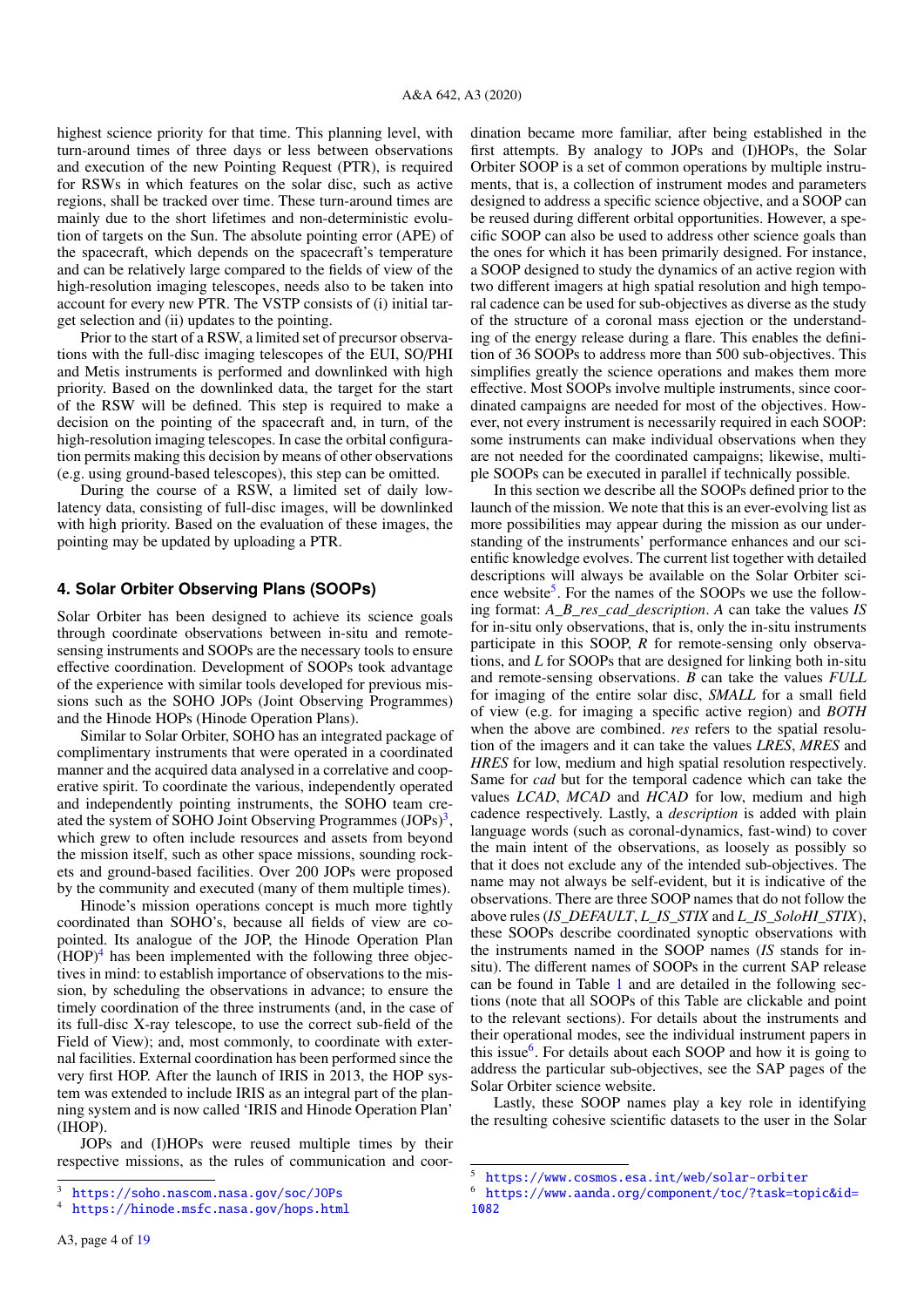highest science priority for that time. This planning level, with turn-around times of three days or less between observations and execution of the new Pointing Request (PTR), is required for RSWs in which features on the solar disc, such as active regions, shall be tracked over time. These turn-around times are mainly due to the short lifetimes and non-deterministic evolution of targets on the Sun. The absolute pointing error (APE) of the spacecraft, which depends on the spacecraft's temperature and can be relatively large compared to the fields of view of the high-resolution imaging telescopes, needs also to be taken into account for every new PTR. The VSTP consists of (i) initial target selection and (ii) updates to the pointing.

Prior to the start of a RSW, a limited set of precursor observations with the full-disc imaging telescopes of the EUI, SO/PHI and Metis instruments is performed and downlinked with high priority. Based on the downlinked data, the target for the start of the RSW will be defined. This step is required to make a decision on the pointing of the spacecraft and, in turn, of the high-resolution imaging telescopes. In case the orbital configuration permits making this decision by means of other observations (e.g. using ground-based telescopes), this step can be omitted.

During the course of a RSW, a limited set of daily low-latency data, consisting of full-disc images, will be downlinked with high priority. Based on the evaluation of these images, the pointing may be updated by uploading a PTR.

## 4. Solar Orbiter Observing Plans (SOOPs)

Solar Orbiter has been designed to achieve its science goals through coordinate observations between in-situ and remote-sensing instruments and SOOPs are the necessary tools to ensure effective coordination. Development of SOOPs took advantage of the experience with similar tools developed for previous missions such as the SOHO JOPs (Joint Observing Programmes) and the Hinode HOPs (Hinode Operation Plans).

Similar to Solar Orbiter, SOHO has an integrated package of complimentary instruments that were operated in a coordinated manner and the acquired data analysed in a correlative and cooperative spirit. To coordinate the various, independently operated and independently pointing instruments, the SOHO team created the system of SOHO Joint Observing Programmes (JOPs)[3], which grew to often include resources and assets from beyond the mission itself, such as other space missions, sounding rockets and ground-based facilities. Over 200 JOPs were proposed by the community and executed (many of them multiple times).

Hinode's mission operations concept is much more tightly coordinated than SOHO's, because all fields of view are co-pointed. Its analogue of the JOP, the Hinode Operation Plan (HOP)[4] has been implemented with the following three objectives in mind: to establish importance of observations to the mission, by scheduling the observations in advance; to ensure the timely coordination of the three instruments (and, in the case of its full-disc X-ray telescope, to use the correct sub-field of the Field of View); and, most commonly, to coordinate with external facilities. External coordination has been performed since the very first HOP. After the launch of IRIS in 2013, the HOP system was extended to include IRIS as an integral part of the planning system and is now called 'IRIS and Hinode Operation Plan' (IHOP).

JOPs and (I)HOPs were reused multiple times by their respective missions, as the rules of communication and coordination became more familiar, after being established in the first attempts. By analogy to JOPs and (I)HOPs, the Solar Orbiter SOOP is a set of common operations by multiple instruments, that is, a collection of instrument modes and parameters designed to address a specific science objective, and a SOOP can be reused during different orbital opportunities. However, a specific SOOP can also be used to address other science goals than the ones for which it has been primarily designed. For instance, a SOOP designed to study the dynamics of an active region with two different imagers at high spatial resolution and high temporal cadence can be used for sub-objectives as diverse as the study of the structure of a coronal mass ejection or the understanding of the energy release during a flare. This enables the definition of 36 SOOPs to address more than 500 sub-objectives. This simplifies greatly the science operations and makes them more effective. Most SOOPs involve multiple instruments, since coordinated campaigns are needed for most of the objectives. However, not every instrument is necessarily required in each SOOP: some instruments can make individual observations when they are not needed for the coordinated campaigns; likewise, multiple SOOPs can be executed in parallel if technically possible.

In this section we describe all the SOOPs defined prior to the launch of the mission. We note that this is an ever-evolving list as more possibilities may appear during the mission as our understanding of the instruments' performance enhances and our scientific knowledge evolves. The current list together with detailed descriptions will always be available on the Solar Orbiter science website[5]. For the names of the SOOPs we use the following format: *A_B_res_cad_description*. *A* can take the values *IS* for in-situ only observations, that is, only the in-situ instruments participate in this SOOP, *R* for remote-sensing only observations, and *L* for SOOPs that are designed for linking both in-situ and remote-sensing observations. *B* can take the values *FULL* for imaging of the entire solar disc, *SMALL* for a small field of view (e.g. for imaging a specific active region) and *BOTH* when the above are combined. *res* refers to the spatial resolution of the imagers and it can take the values *LRES*, *MRES* and *HRES* for low, medium and high spatial resolution respectively. Same for *cad* but for the temporal cadence which can take the values *LCAD*, *MCAD* and *HCAD* for low, medium and high cadence respectively. Lastly, a *description* is added with plain language words (such as coronal-dynamics, fast-wind) to cover the main intent of the observations, as loosely as possibly so that it does not exclude any of the intended sub-objectives. The name may not always be self-evident, but it is indicative of the observations. There are three SOOP names that do not follow the above rules (*IS_DEFAULT*, *L_IS_STIX* and *L_IS_SoloHI_STIX*), these SOOPs describe coordinated synoptic observations with the instruments named in the SOOP names (*IS* stands for in-situ). The different names of SOOPs in the current SAP release can be found in Table 1 and are detailed in the following sections (note that all SOOPs of this Table are clickable and point to the relevant sections). For details about the instruments and their operational modes, see the individual instrument papers in this issue[6]. For details about each SOOP and how it is going to address the particular sub-objectives, see the SAP pages of the Solar Orbiter science website.

Lastly, these SOOP names play a key role in identifying the resulting cohesive scientific datasets to the user in the Solar

---

[3] https://soho.nascom.nasa.gov/soc/JOPs

[4] https://hinode.msfc.nasa.gov/hops.html

[5] https://www.cosmos.esa.int/web/solar-orbiter

[6] https://www.aanda.org/component/toc/?task=topic&id=1082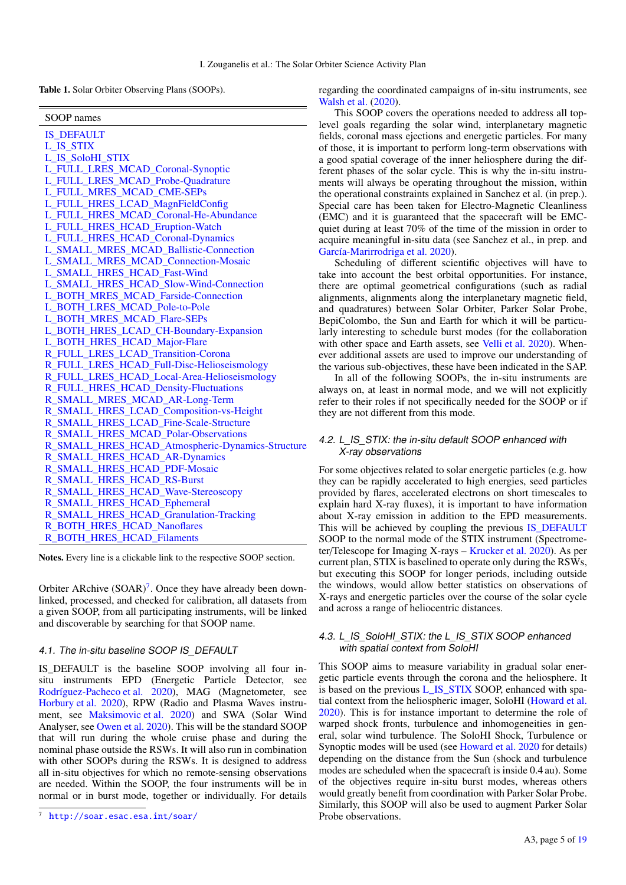**Table 1.** Solar Orbiter Observing Plans (SOOPs).

| SOOP names |
|---|
| IS_DEFAULT |
| L_IS_STIX |
| L_IS_SoloHI_STIX |
| L_FULL_LRES_MCAD_Coronal-Synoptic |
| L_FULL_LRES_MCAD_Probe-Quadrature |
| L_FULL_MRES_MCAD_CME-SEPs |
| L_FULL_HRES_LCAD_MagnFieldConfig |
| L_FULL_HRES_MCAD_Coronal-He-Abundance |
| L_FULL_HRES_HCAD_Eruption-Watch |
| L_FULL_HRES_HCAD_Coronal-Dynamics |
| L_SMALL_MRES_MCAD_Ballistic-Connection |
| L_SMALL_MRES_MCAD_Connection-Mosaic |
| L_SMALL_HRES_HCAD_Fast-Wind |
| L_SMALL_HRES_HCAD_Slow-Wind-Connection |
| L_BOTH_MRES_MCAD_Farside-Connection |
| L_BOTH_LRES_MCAD_Pole-to-Pole |
| L_BOTH_MRES_MCAD_Flare-SEPs |
| L_BOTH_HRES_LCAD_CH-Boundary-Expansion |
| L_BOTH_HRES_HCAD_Major-Flare |
| R_FULL_LRES_LCAD_Transition-Corona |
| R_FULL_LRES_HCAD_Full-Disc-Helioseismology |
| R_FULL_LRES_HCAD_Local-Area-Helioseismology |
| R_FULL_HRES_HCAD_Density-Fluctuations |
| R_SMALL_MRES_MCAD_AR-Long-Term |
| R_SMALL_HRES_LCAD_Composition-vs-Height |
| R_SMALL_HRES_LCAD_Fine-Scale-Structure |
| R_SMALL_HRES_MCAD_Polar-Observations |
| R_SMALL_HRES_HCAD_Atmospheric-Dynamics-Structure |
| R_SMALL_HRES_HCAD_AR-Dynamics |
| R_SMALL_HRES_HCAD_PDF-Mosaic |
| R_SMALL_HRES_HCAD_RS-Burst |
| R_SMALL_HRES_HCAD_Wave-Stereoscopy |
| R_SMALL_HRES_HCAD_Ephemeral |
| R_SMALL_HRES_HCAD_Granulation-Tracking |
| R_BOTH_HRES_HCAD_Nanoflares |
| R_BOTH_HRES_HCAD_Filaments |

**Notes.** Every line is a clickable link to the respective SOOP section.

Orbiter ARchive (SOAR)[7]. Once they have already been downlinked, processed, and checked for calibration, all datasets from a given SOOP, from all participating instruments, will be linked and discoverable by searching for that SOOP name.

### 4.1. The in-situ baseline SOOP IS_DEFAULT

IS_DEFAULT is the baseline SOOP involving all four in-situ instruments EPD (Energetic Particle Detector, see Rodríguez-Pacheco et al. 2020), MAG (Magnetometer, see Horbury et al. 2020), RPW (Radio and Plasma Waves instrument, see Maksimovic et al. 2020) and SWA (Solar Wind Analyser, see Owen et al. 2020). This will be the standard SOOP that will run during the whole cruise phase and during the nominal phase outside the RSWs. It will also run in combination with other SOOPs during the RSWs. It is designed to address all in-situ objectives for which no remote-sensing observations are needed. Within the SOOP, the four instruments will be in normal or in burst mode, together or individually. For details regarding the coordinated campaigns of in-situ instruments, see Walsh et al. (2020).

This SOOP covers the operations needed to address all top-level goals regarding the solar wind, interplanetary magnetic fields, coronal mass ejections and energetic particles. For many of those, it is important to perform long-term observations with a good spatial coverage of the inner heliosphere during the different phases of the solar cycle. This is why the in-situ instruments will always be operating throughout the mission, within the operational constraints explained in Sanchez et al. (in prep.). Special care has been taken for Electro-Magnetic Cleanliness (EMC) and it is guaranteed that the spacecraft will be EMC-quiet during at least 70% of the time of the mission in order to acquire meaningful in-situ data (see Sanchez et al., in prep. and García-Marirrodriga et al. 2020).

Scheduling of different scientific objectives will have to take into account the best orbital opportunities. For instance, there are optimal geometrical configurations (such as radial alignments, alignments along the interplanetary magnetic field, and quadratures) between Solar Orbiter, Parker Solar Probe, BepiColombo, the Sun and Earth for which it will be particularly interesting to schedule burst modes (for the collaboration with other space and Earth assets, see Velli et al. 2020). Whenever additional assets are used to improve our understanding of the various sub-objectives, these have been indicated in the SAP.

In all of the following SOOPs, the in-situ instruments are always on, at least in normal mode, and we will not explicitly refer to their roles if not specifically needed for the SOOP or if they are not different from this mode.

### 4.2. L_IS_STIX: the in-situ default SOOP enhanced with X-ray observations

For some objectives related to solar energetic particles (e.g. how they can be rapidly accelerated to high energies, seed particles provided by flares, accelerated electrons on short timescales to explain hard X-ray fluxes), it is important to have information about X-ray emission in addition to the EPD measurements. This will be achieved by coupling the previous IS_DEFAULT SOOP to the normal mode of the STIX instrument (Spectrometer/Telescope for Imaging X-rays – Krucker et al. 2020). As per current plan, STIX is baselined to operate only during the RSWs, but executing this SOOP for longer periods, including outside the windows, would allow better statistics on observations of X-rays and energetic particles over the course of the solar cycle and across a range of heliocentric distances.

### 4.3. L_IS_SoloHI_STIX: the L_IS_STIX SOOP enhanced with spatial context from SoloHI

This SOOP aims to measure variability in gradual solar energetic particle events through the corona and the heliosphere. It is based on the previous L_IS_STIX SOOP, enhanced with spatial context from the heliospheric imager, SoloHI (Howard et al. 2020). This is for instance important to determine the role of warped shock fronts, turbulence and inhomogeneities in general, solar wind turbulence. The SoloHI Shock, Turbulence or Synoptic modes will be used (see Howard et al. 2020 for details) depending on the distance from the Sun (shock and turbulence modes are scheduled when the spacecraft is inside 0.4 au). Some of the objectives require in-situ burst modes, whereas others would greatly benefit from coordination with Parker Solar Probe. Similarly, this SOOP will also be used to augment Parker Solar Probe observations.

[7] http://soar.esac.esa.int/soar/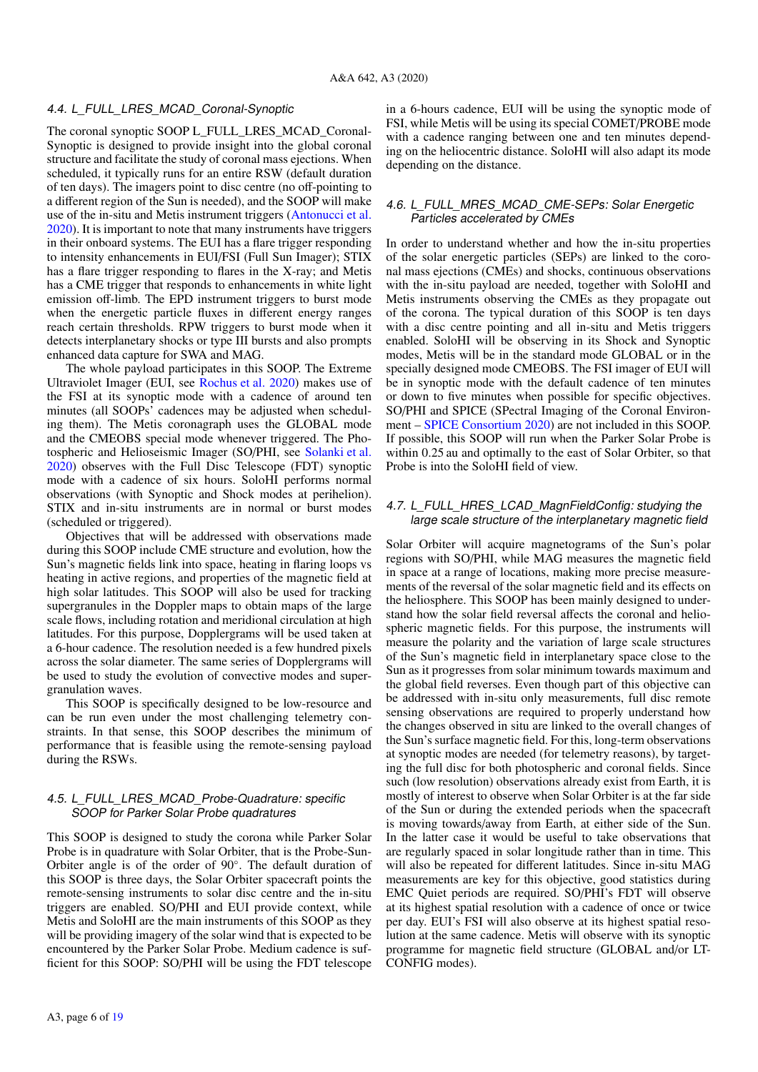### 4.4. L_FULL_LRES_MCAD_Coronal-Synoptic

The coronal synoptic SOOP L_FULL_LRES_MCAD_Coronal-Synoptic is designed to provide insight into the global coronal structure and facilitate the study of coronal mass ejections. When scheduled, it typically runs for an entire RSW (default duration of ten days). The imagers point to disc centre (no off-pointing to a different region of the Sun is needed), and the SOOP will make use of the in-situ and Metis instrument triggers (Antonucci et al. 2020). It is important to note that many instruments have triggers in their onboard systems. The EUI has a flare trigger responding to intensity enhancements in EUI/FSI (Full Sun Imager); STIX has a flare trigger responding to flares in the X-ray; and Metis has a CME trigger that responds to enhancements in white light emission off-limb. The EPD instrument triggers to burst mode when the energetic particle fluxes in different energy ranges reach certain thresholds. RPW triggers to burst mode when it detects interplanetary shocks or type III bursts and also prompts enhanced data capture for SWA and MAG.

The whole payload participates in this SOOP. The Extreme Ultraviolet Imager (EUI, see Rochus et al. 2020) makes use of the FSI at its synoptic mode with a cadence of around ten minutes (all SOOPs' cadences may be adjusted when scheduling them). The Metis coronagraph uses the GLOBAL mode and the CMEOBS special mode whenever triggered. The Photospheric and Helioseismic Imager (SO/PHI, see Solanki et al. 2020) observes with the Full Disc Telescope (FDT) synoptic mode with a cadence of six hours. SoloHI performs normal observations (with Synoptic and Shock modes at perihelion). STIX and in-situ instruments are in normal or burst modes (scheduled or triggered).

Objectives that will be addressed with observations made during this SOOP include CME structure and evolution, how the Sun's magnetic fields link into space, heating in flaring loops vs heating in active regions, and properties of the magnetic field at high solar latitudes. This SOOP will also be used for tracking supergranules in the Doppler maps to obtain maps of the large scale flows, including rotation and meridional circulation at high latitudes. For this purpose, Dopplergrams will be used taken at a 6-hour cadence. The resolution needed is a few hundred pixels across the solar diameter. The same series of Dopplergrams will be used to study the evolution of convective modes and supergranulation waves.

This SOOP is specifically designed to be low-resource and can be run even under the most challenging telemetry constraints. In that sense, this SOOP describes the minimum of performance that is feasible using the remote-sensing payload during the RSWs.

### 4.5. L_FULL_LRES_MCAD_Probe-Quadrature: specific SOOP for Parker Solar Probe quadratures

This SOOP is designed to study the corona while Parker Solar Probe is in quadrature with Solar Orbiter, that is the Probe-Sun-Orbiter angle is of the order of 90°. The default duration of this SOOP is three days, the Solar Orbiter spacecraft points the remote-sensing instruments to solar disc centre and the in-situ triggers are enabled. SO/PHI and EUI provide context, while Metis and SoloHI are the main instruments of this SOOP as they will be providing imagery of the solar wind that is expected to be encountered by the Parker Solar Probe. Medium cadence is sufficient for this SOOP: SO/PHI will be using the FDT telescope in a 6-hours cadence, EUI will be using the synoptic mode of FSI, while Metis will be using its special COMET/PROBE mode with a cadence ranging between one and ten minutes depending on the heliocentric distance. SoloHI will also adapt its mode depending on the distance.

### 4.6. L_FULL_MRES_MCAD_CME-SEPs: Solar Energetic Particles accelerated by CMEs

In order to understand whether and how the in-situ properties of the solar energetic particles (SEPs) are linked to the coronal mass ejections (CMEs) and shocks, continuous observations with the in-situ payload are needed, together with SoloHI and Metis instruments observing the CMEs as they propagate out of the corona. The typical duration of this SOOP is ten days with a disc centre pointing and all in-situ and Metis triggers enabled. SoloHI will be observing in its Shock and Synoptic modes, Metis will be in the standard mode GLOBAL or in the specially designed mode CMEOBS. The FSI imager of EUI will be in synoptic mode with the default cadence of ten minutes or down to five minutes when possible for specific objectives. SO/PHI and SPICE (SPectral Imaging of the Coronal Environment – SPICE Consortium 2020) are not included in this SOOP. If possible, this SOOP will run when the Parker Solar Probe is within 0.25 au and optimally to the east of Solar Orbiter, so that Probe is into the SoloHI field of view.

### 4.7. L_FULL_HRES_LCAD_MagnFieldConfig: studying the large scale structure of the interplanetary magnetic field

Solar Orbiter will acquire magnetograms of the Sun's polar regions with SO/PHI, while MAG measures the magnetic field in space at a range of locations, making more precise measurements of the reversal of the solar magnetic field and its effects on the heliosphere. This SOOP has been mainly designed to understand how the solar field reversal affects the coronal and heliospheric magnetic fields. For this purpose, the instruments will measure the polarity and the variation of large scale structures of the Sun's magnetic field in interplanetary space close to the Sun as it progresses from solar minimum towards maximum and the global field reverses. Even though part of this objective can be addressed with in-situ only measurements, full disc remote sensing observations are required to properly understand how the changes observed in situ are linked to the overall changes of the Sun's surface magnetic field. For this, long-term observations at synoptic modes are needed (for telemetry reasons), by targeting the full disc for both photospheric and coronal fields. Since such (low resolution) observations already exist from Earth, it is mostly of interest to observe when Solar Orbiter is at the far side of the Sun or during the extended periods when the spacecraft is moving towards/away from Earth, at either side of the Sun. In the latter case it would be useful to take observations that are regularly spaced in solar longitude rather than in time. This will also be repeated for different latitudes. Since in-situ MAG measurements are key for this objective, good statistics during EMC Quiet periods are required. SO/PHI's FDT will observe at its highest spatial resolution with a cadence of once or twice per day. EUI's FSI will also observe at its highest spatial resolution at the same cadence. Metis will observe with its synoptic programme for magnetic field structure (GLOBAL and/or LT-CONFIG modes).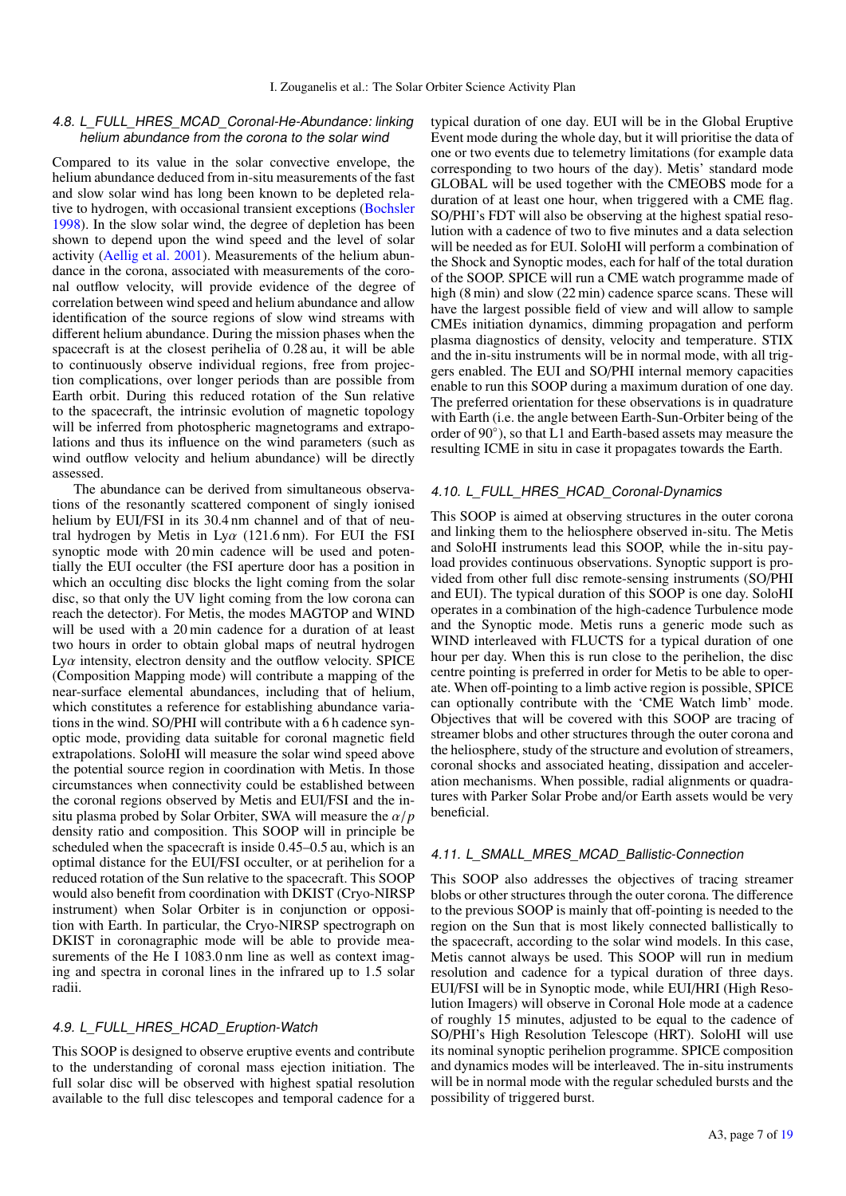### 4.8. L_FULL_HRES_MCAD_Coronal-He-Abundance: linking helium abundance from the corona to the solar wind

Compared to its value in the solar convective envelope, the helium abundance deduced from in-situ measurements of the fast and slow solar wind has long been known to be depleted relative to hydrogen, with occasional transient exceptions (Bochsler 1998). In the slow solar wind, the degree of depletion has been shown to depend upon the wind speed and the level of solar activity (Aellig et al. 2001). Measurements of the helium abundance in the corona, associated with measurements of the coronal outflow velocity, will provide evidence of the degree of correlation between wind speed and helium abundance and allow identification of the source regions of slow wind streams with different helium abundance. During the mission phases when the spacecraft is at the closest perihelia of 0.28 au, it will be able to continuously observe individual regions, free from projection complications, over longer periods than are possible from Earth orbit. During this reduced rotation of the Sun relative to the spacecraft, the intrinsic evolution of magnetic topology will be inferred from photospheric magnetograms and extrapolations and thus its influence on the wind parameters (such as wind outflow velocity and helium abundance) will be directly assessed.

The abundance can be derived from simultaneous observations of the resonantly scattered component of singly ionised helium by EUI/FSI in its 30.4 nm channel and of that of neutral hydrogen by Metis in Ly$\alpha$ (121.6 nm). For EUI the FSI synoptic mode with 20 min cadence will be used and potentially the EUI occulter (the FSI aperture door has a position in which an occulting disc blocks the light coming from the solar disc, so that only the UV light coming from the low corona can reach the detector). For Metis, the modes MAGTOP and WIND will be used with a 20 min cadence for a duration of at least two hours in order to obtain global maps of neutral hydrogen Ly$\alpha$ intensity, electron density and the outflow velocity. SPICE (Composition Mapping mode) will contribute a mapping of the near-surface elemental abundances, including that of helium, which constitutes a reference for establishing abundance variations in the wind. SO/PHI will contribute with a 6 h cadence synoptic mode, providing data suitable for coronal magnetic field extrapolations. SoloHI will measure the solar wind speed above the potential source region in coordination with Metis. In those circumstances when connectivity could be established between the coronal regions observed by Metis and EUI/FSI and the in-situ plasma probed by Solar Orbiter, SWA will measure the $\alpha/p$ density ratio and composition. This SOOP will in principle be scheduled when the spacecraft is inside 0.45–0.5 au, which is an optimal distance for the EUI/FSI occulter, or at perihelion for a reduced rotation of the Sun relative to the spacecraft. This SOOP would also benefit from coordination with DKIST (Cryo-NIRSP instrument) when Solar Orbiter is in conjunction or opposition with Earth. In particular, the Cryo-NIRSP spectrograph on DKIST in coronagraphic mode will be able to provide measurements of the He I 1083.0 nm line as well as context imaging and spectra in coronal lines in the infrared up to 1.5 solar radii.

### 4.9. L_FULL_HRES_HCAD_Eruption-Watch

This SOOP is designed to observe eruptive events and contribute to the understanding of coronal mass ejection initiation. The full solar disc will be observed with highest spatial resolution available to the full disc telescopes and temporal cadence for a typical duration of one day. EUI will be in the Global Eruptive Event mode during the whole day, but it will prioritise the data of one or two events due to telemetry limitations (for example data corresponding to two hours of the day). Metis' standard mode GLOBAL will be used together with the CMEOBS mode for a duration of at least one hour, when triggered with a CME flag. SO/PHI's FDT will also be observing at the highest spatial resolution with a cadence of two to five minutes and a data selection will be needed as for EUI. SoloHI will perform a combination of the Shock and Synoptic modes, each for half of the total duration of the SOOP. SPICE will run a CME watch programme made of high (8 min) and slow (22 min) cadence sparce scans. These will have the largest possible field of view and will allow to sample CMEs initiation dynamics, dimming propagation and perform plasma diagnostics of density, velocity and temperature. STIX and the in-situ instruments will be in normal mode, with all triggers enabled. The EUI and SO/PHI internal memory capacities enable to run this SOOP during a maximum duration of one day. The preferred orientation for these observations is in quadrature with Earth (i.e. the angle between Earth-Sun-Orbiter being of the order of 90°), so that L1 and Earth-based assets may measure the resulting ICME in situ in case it propagates towards the Earth.

### 4.10. L_FULL_HRES_HCAD_Coronal-Dynamics

This SOOP is aimed at observing structures in the outer corona and linking them to the heliosphere observed in-situ. The Metis and SoloHI instruments lead this SOOP, while the in-situ payload provides continuous observations. Synoptic support is provided from other full disc remote-sensing instruments (SO/PHI and EUI). The typical duration of this SOOP is one day. SoloHI operates in a combination of the high-cadence Turbulence mode and the Synoptic mode. Metis runs a generic mode such as WIND interleaved with FLUCTS for a typical duration of one hour per day. When this is run close to the perihelion, the disc centre pointing is preferred in order for Metis to be able to operate. When off-pointing to a limb active region is possible, SPICE can optionally contribute with the 'CME Watch limb' mode. Objectives that will be covered with this SOOP are tracing of streamer blobs and other structures through the outer corona and the heliosphere, study of the structure and evolution of streamers, coronal shocks and associated heating, dissipation and acceleration mechanisms. When possible, radial alignments or quadratures with Parker Solar Probe and/or Earth assets would be very beneficial.

### 4.11. L_SMALL_MRES_MCAD_Ballistic-Connection

This SOOP also addresses the objectives of tracing streamer blobs or other structures through the outer corona. The difference to the previous SOOP is mainly that off-pointing is needed to the region on the Sun that is most likely connected ballistically to the spacecraft, according to the solar wind models. In this case, Metis cannot always be used. This SOOP will run in medium resolution and cadence for a typical duration of three days. EUI/FSI will be in Synoptic mode, while EUI/HRI (High Resolution Imagers) will observe in Coronal Hole mode at a cadence of roughly 15 minutes, adjusted to be equal to the cadence of SO/PHI's High Resolution Telescope (HRT). SoloHI will use its nominal synoptic perihelion programme. SPICE composition and dynamics modes will be interleaved. The in-situ instruments will be in normal mode with the regular scheduled bursts and the possibility of triggered burst.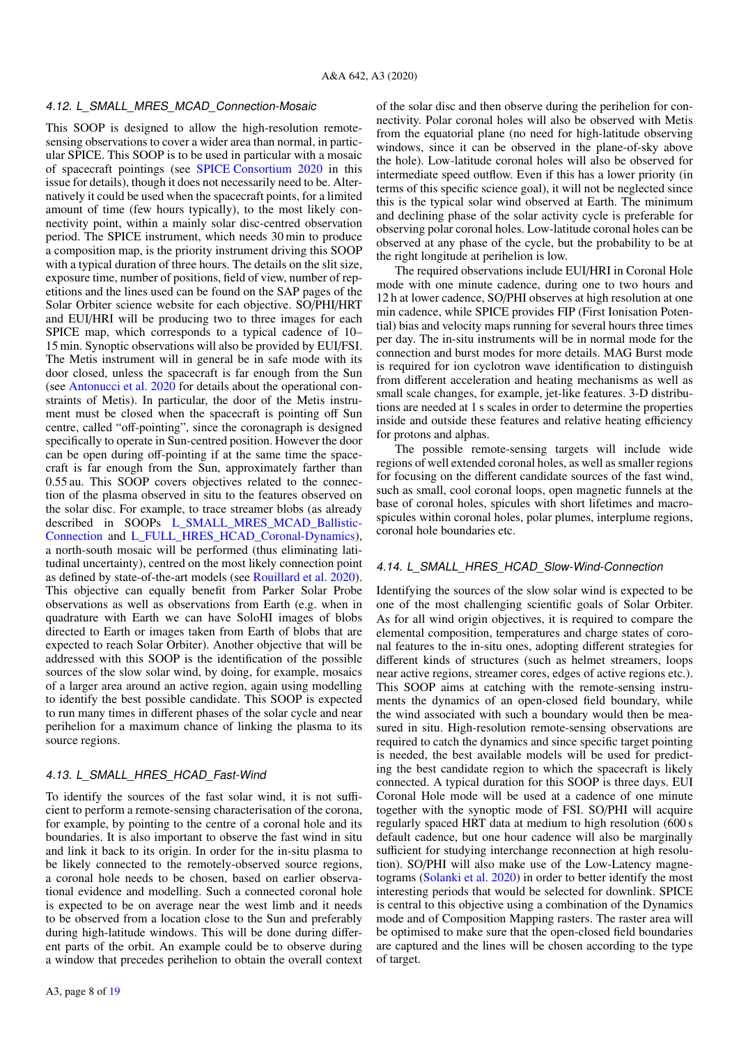### 4.12. L_SMALL_MRES_MCAD_Connection-Mosaic

This SOOP is designed to allow the high-resolution remote-sensing observations to cover a wider area than normal, in particular SPICE. This SOOP is to be used in particular with a mosaic of spacecraft pointings (see SPICE Consortium 2020 in this issue for details), though it does not necessarily need to be. Alternatively it could be used when the spacecraft points, for a limited amount of time (few hours typically), to the most likely connectivity point, within a mainly solar disc-centred observation period. The SPICE instrument, which needs 30 min to produce a composition map, is the priority instrument driving this SOOP with a typical duration of three hours. The details on the slit size, exposure time, number of positions, field of view, number of repetitions and the lines used can be found on the SAP pages of the Solar Orbiter science website for each objective. SO/PHI/HRT and EUI/HRI will be producing two to three images for each SPICE map, which corresponds to a typical cadence of 10–15 min. Synoptic observations will also be provided by EUI/FSI. The Metis instrument will in general be in safe mode with its door closed, unless the spacecraft is far enough from the Sun (see Antonucci et al. 2020 for details about the operational constraints of Metis). In particular, the door of the Metis instrument must be closed when the spacecraft is pointing off Sun centre, called "off-pointing", since the coronagraph is designed specifically to operate in Sun-centred position. However the door can be open during off-pointing if at the same time the spacecraft is far enough from the Sun, approximately farther than 0.55 au. This SOOP covers objectives related to the connection of the plasma observed in situ to the features observed on the solar disc. For example, to trace streamer blobs (as already described in SOOPs L_SMALL_MRES_MCAD_Ballistic-Connection and L_FULL_HRES_HCAD_Coronal-Dynamics), a north-south mosaic will be performed (thus eliminating latitudinal uncertainty), centred on the most likely connection point as defined by state-of-the-art models (see Rouillard et al. 2020). This objective can equally benefit from Parker Solar Probe observations as well as observations from Earth (e.g. when in quadrature with Earth we can have SoloHI images of blobs directed to Earth or images taken from Earth of blobs that are expected to reach Solar Orbiter). Another objective that will be addressed with this SOOP is the identification of the possible sources of the slow solar wind, by doing, for example, mosaics of a larger area around an active region, again using modelling to identify the best possible candidate. This SOOP is expected to run many times in different phases of the solar cycle and near perihelion for a maximum chance of linking the plasma to its source regions.

### 4.13. L_SMALL_HRES_HCAD_Fast-Wind

To identify the sources of the fast solar wind, it is not sufficient to perform a remote-sensing characterisation of the corona, for example, by pointing to the centre of a coronal hole and its boundaries. It is also important to observe the fast wind in situ and link it back to its origin. In order for the in-situ plasma to be likely connected to the remotely-observed source regions, a coronal hole needs to be chosen, based on earlier observational evidence and modelling. Such a connected coronal hole is expected to be on average near the west limb and it needs to be observed from a location close to the Sun and preferably during high-latitude windows. This will be done during different parts of the orbit. An example could be to observe during a window that precedes perihelion to obtain the overall context of the solar disc and then observe during the perihelion for connectivity. Polar coronal holes will also be observed with Metis from the equatorial plane (no need for high-latitude observing windows, since it can be observed in the plane-of-sky above the hole). Low-latitude coronal holes will also be observed for intermediate speed outflow. Even if this has a lower priority (in terms of this specific science goal), it will not be neglected since this is the typical solar wind observed at Earth. The minimum and declining phase of the solar activity cycle is preferable for observing polar coronal holes. Low-latitude coronal holes can be observed at any phase of the cycle, but the probability to be at the right longitude at perihelion is low.

The required observations include EUI/HRI in Coronal Hole mode with one minute cadence, during one to two hours and 12 h at lower cadence, SO/PHI observes at high resolution at one min cadence, while SPICE provides FIP (First Ionisation Potential) bias and velocity maps running for several hours three times per day. The in-situ instruments will be in normal mode for the connection and burst modes for more details. MAG Burst mode is required for ion cyclotron wave identification to distinguish from different acceleration and heating mechanisms as well as small scale changes, for example, jet-like features. 3-D distributions are needed at 1 s scales in order to determine the properties inside and outside these features and relative heating efficiency for protons and alphas.

The possible remote-sensing targets will include wide regions of well extended coronal holes, as well as smaller regions for focusing on the different candidate sources of the fast wind, such as small, cool coronal loops, open magnetic funnels at the base of coronal holes, spicules with short lifetimes and macro-spicules within coronal holes, polar plumes, interplume regions, coronal hole boundaries etc.

### 4.14. L_SMALL_HRES_HCAD_Slow-Wind-Connection

Identifying the sources of the slow solar wind is expected to be one of the most challenging scientific goals of Solar Orbiter. As for all wind origin objectives, it is required to compare the elemental composition, temperatures and charge states of coronal features to the in-situ ones, adopting different strategies for different kinds of structures (such as helmet streamers, loops near active regions, streamer cores, edges of active regions etc.). This SOOP aims at catching with the remote-sensing instruments the dynamics of an open-closed field boundary, while the wind associated with such a boundary would then be measured in situ. High-resolution remote-sensing observations are required to catch the dynamics and since specific target pointing is needed, the best available models will be used for predicting the best candidate region to which the spacecraft is likely connected. A typical duration for this SOOP is three days. EUI Coronal Hole mode will be used at a cadence of one minute together with the synoptic mode of FSI. SO/PHI will acquire regularly spaced HRT data at medium to high resolution (600 s default cadence, but one hour cadence will also be marginally sufficient for studying interchange reconnection at high resolution). SO/PHI will also make use of the Low-Latency magnetograms (Solanki et al. 2020) in order to better identify the most interesting periods that would be selected for downlink. SPICE is central to this objective using a combination of the Dynamics mode and of Composition Mapping rasters. The raster area will be optimised to make sure that the open-closed field boundaries are captured and the lines will be chosen according to the type of target.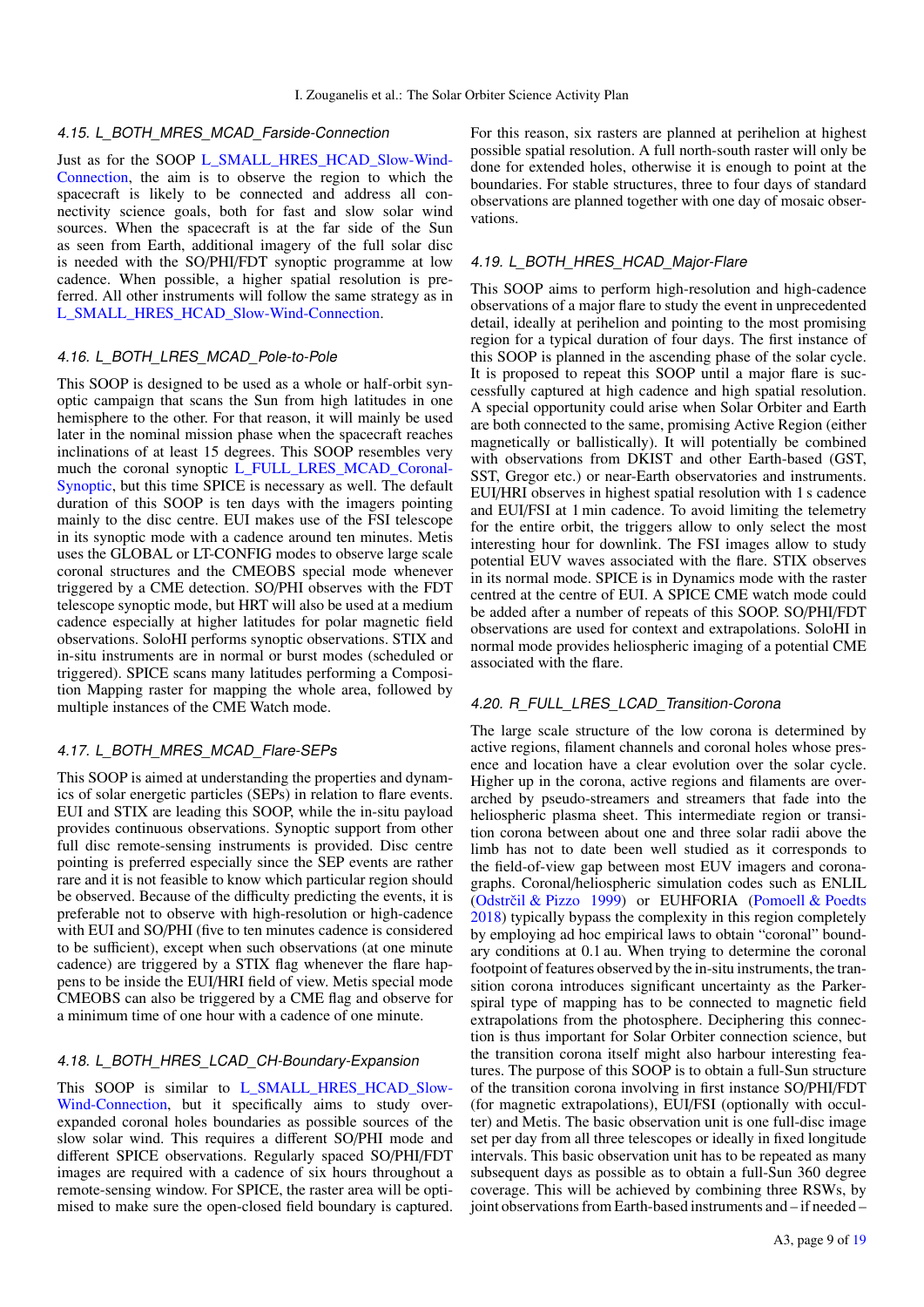### 4.15. L_BOTH_MRES_MCAD_Farside-Connection

Just as for the SOOP L_SMALL_HRES_HCAD_Slow-Wind-Connection, the aim is to observe the region to which the spacecraft is likely to be connected and address all connectivity science goals, both for fast and slow solar wind sources. When the spacecraft is at the far side of the Sun as seen from Earth, additional imagery of the full solar disc is needed with the SO/PHI/FDT synoptic programme at low cadence. When possible, a higher spatial resolution is preferred. All other instruments will follow the same strategy as in L_SMALL_HRES_HCAD_Slow-Wind-Connection.

### 4.16. L_BOTH_LRES_MCAD_Pole-to-Pole

This SOOP is designed to be used as a whole or half-orbit synoptic campaign that scans the Sun from high latitudes in one hemisphere to the other. For that reason, it will mainly be used later in the nominal mission phase when the spacecraft reaches inclinations of at least 15 degrees. This SOOP resembles very much the coronal synoptic L_FULL_LRES_MCAD_Coronal-Synoptic, but this time SPICE is necessary as well. The default duration of this SOOP is ten days with the imagers pointing mainly to the disc centre. EUI makes use of the FSI telescope in its synoptic mode with a cadence around ten minutes. Metis uses the GLOBAL or LT-CONFIG modes to observe large scale coronal structures and the CMEOBS special mode whenever triggered by a CME detection. SO/PHI observes with the FDT telescope synoptic mode, but HRT will also be used at a medium cadence especially at higher latitudes for polar magnetic field observations. SoloHI performs synoptic observations. STIX and in-situ instruments are in normal or burst modes (scheduled or triggered). SPICE scans many latitudes performing a Composition Mapping raster for mapping the whole area, followed by multiple instances of the CME Watch mode.

### 4.17. L_BOTH_MRES_MCAD_Flare-SEPs

This SOOP is aimed at understanding the properties and dynamics of solar energetic particles (SEPs) in relation to flare events. EUI and STIX are leading this SOOP, while the in-situ payload provides continuous observations. Synoptic support from other full disc remote-sensing instruments is provided. Disc centre pointing is preferred especially since the SEP events are rather rare and it is not feasible to know which particular region should be observed. Because of the difficulty predicting the events, it is preferable not to observe with high-resolution or high-cadence with EUI and SO/PHI (five to ten minutes cadence is considered to be sufficient), except when such observations (at one minute cadence) are triggered by a STIX flag whenever the flare happens to be inside the EUI/HRI field of view. Metis special mode CMEOBS can also be triggered by a CME flag and observe for a minimum time of one hour with a cadence of one minute.

### 4.18. L_BOTH_HRES_LCAD_CH-Boundary-Expansion

This SOOP is similar to L_SMALL_HRES_HCAD_Slow-Wind-Connection, but it specifically aims to study over-expanded coronal holes boundaries as possible sources of the slow solar wind. This requires a different SO/PHI mode and different SPICE observations. Regularly spaced SO/PHI/FDT images are required with a cadence of six hours throughout a remote-sensing window. For SPICE, the raster area will be optimised to make sure the open-closed field boundary is captured. For this reason, six rasters are planned at perihelion at highest possible spatial resolution. A full north-south raster will only be done for extended holes, otherwise it is enough to point at the boundaries. For stable structures, three to four days of standard observations are planned together with one day of mosaic observations.

### 4.19. L_BOTH_HRES_HCAD_Major-Flare

This SOOP aims to perform high-resolution and high-cadence observations of a major flare to study the event in unprecedented detail, ideally at perihelion and pointing to the most promising region for a typical duration of four days. The first instance of this SOOP is planned in the ascending phase of the solar cycle. It is proposed to repeat this SOOP until a major flare is successfully captured at high cadence and high spatial resolution. A special opportunity could arise when Solar Orbiter and Earth are both connected to the same, promising Active Region (either magnetically or ballistically). It will potentially be combined with observations from DKIST and other Earth-based (GST, SST, Gregor etc.) or near-Earth observatories and instruments. EUI/HRI observes in highest spatial resolution with 1 s cadence and EUI/FSI at 1 min cadence. To avoid limiting the telemetry for the entire orbit, the triggers allow to only select the most interesting hour for downlink. The FSI images allow to study potential EUV waves associated with the flare. STIX observes in its normal mode. SPICE is in Dynamics mode with the raster centred at the centre of EUI. A SPICE CME watch mode could be added after a number of repeats of this SOOP. SO/PHI/FDT observations are used for context and extrapolations. SoloHI in normal mode provides heliospheric imaging of a potential CME associated with the flare.

### 4.20. R_FULL_LRES_LCAD_Transition-Corona

The large scale structure of the low corona is determined by active regions, filament channels and coronal holes whose presence and location have a clear evolution over the solar cycle. Higher up in the corona, active regions and filaments are overarched by pseudo-streamers and streamers that fade into the heliospheric plasma sheet. This intermediate region or transition corona between about one and three solar radii above the limb has not to date been well studied as it corresponds to the field-of-view gap between most EUV imagers and coronagraphs. Coronal/heliospheric simulation codes such as ENLIL (Odstrčil & Pizzo 1999) or EUHFORIA (Pomoell & Poedts 2018) typically bypass the complexity in this region completely by employing ad hoc empirical laws to obtain "coronal" boundary conditions at 0.1 au. When trying to determine the coronal footpoint of features observed by the in-situ instruments, the transition corona introduces significant uncertainty as the Parker-spiral type of mapping has to be connected to magnetic field extrapolations from the photosphere. Deciphering this connection is thus important for Solar Orbiter connection science, but the transition corona itself might also harbour interesting features. The purpose of this SOOP is to obtain a full-Sun structure of the transition corona involving in first instance SO/PHI/FDT (for magnetic extrapolations), EUI/FSI (optionally with occulter) and Metis. The basic observation unit is one full-disc image set per day from all three telescopes or ideally in fixed longitude intervals. This basic observation unit has to be repeated as many subsequent days as possible to obtain a full-Sun 360 degree coverage. This will be achieved by combining three RSWs, by joint observations from Earth-based instruments and – if needed –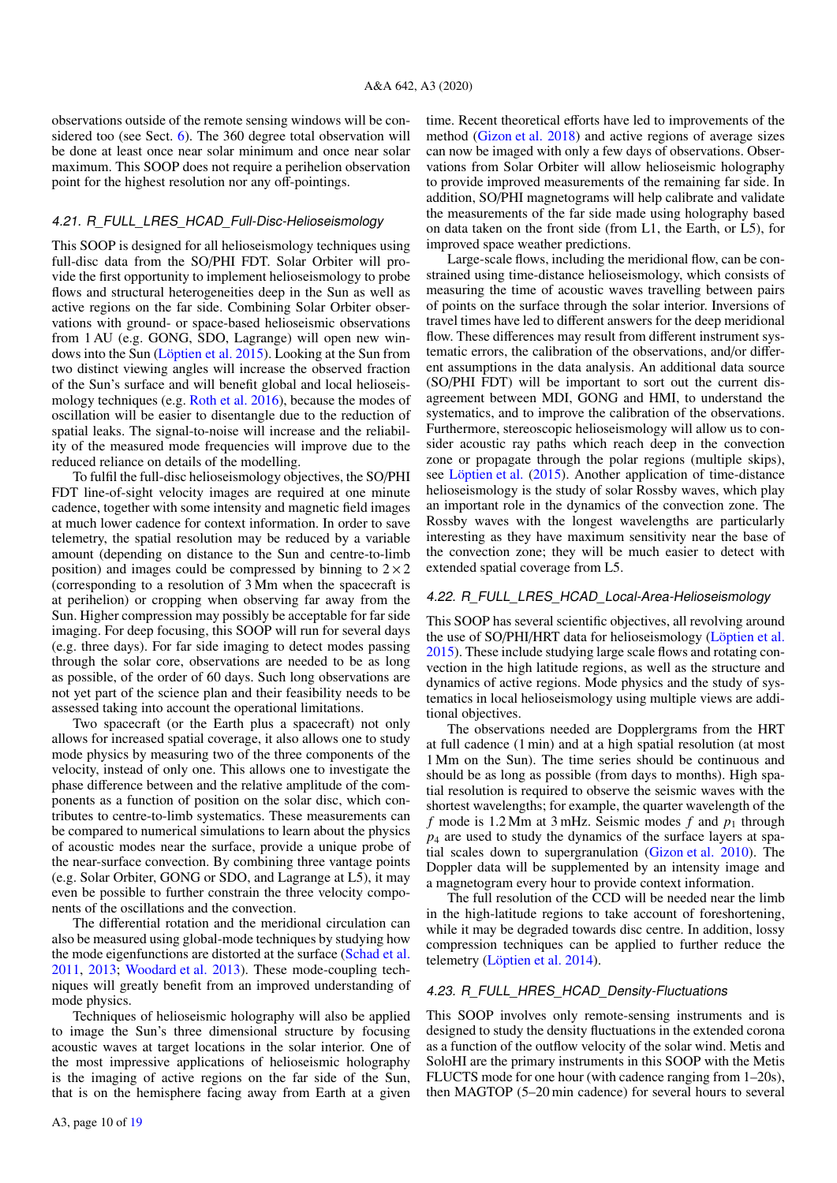observations outside of the remote sensing windows will be considered too (see Sect. 6). The 360 degree total observation will be done at least once near solar minimum and once near solar maximum. This SOOP does not require a perihelion observation point for the highest resolution nor any off-pointings.

### 4.21. R_FULL_LRES_HCAD_Full-Disc-Helioseismology

This SOOP is designed for all helioseismology techniques using full-disc data from the SO/PHI FDT. Solar Orbiter will provide the first opportunity to implement helioseismology to probe flows and structural heterogeneities deep in the Sun as well as active regions on the far side. Combining Solar Orbiter observations with ground- or space-based helioseismic observations from 1 AU (e.g. GONG, SDO, Lagrange) will open new windows into the Sun (Löptien et al. 2015). Looking at the Sun from two distinct viewing angles will increase the observed fraction of the Sun's surface and will benefit global and local helioseismology techniques (e.g. Roth et al. 2016), because the modes of oscillation will be easier to disentangle due to the reduction of spatial leaks. The signal-to-noise will increase and the reliability of the measured mode frequencies will improve due to the reduced reliance on details of the modelling.

To fulfil the full-disc helioseismology objectives, the SO/PHI FDT line-of-sight velocity images are required at one minute cadence, together with some intensity and magnetic field images at much lower cadence for context information. In order to save telemetry, the spatial resolution may be reduced by a variable amount (depending on distance to the Sun and centre-to-limb position) and images could be compressed by binning to $2 \times 2$ (corresponding to a resolution of 3 Mm when the spacecraft is at perihelion) or cropping when observing far away from the Sun. Higher compression may possibly be acceptable for far side imaging. For deep focusing, this SOOP will run for several days (e.g. three days). For far side imaging to detect modes passing through the solar core, observations are needed to be as long as possible, of the order of 60 days. Such long observations are not yet part of the science plan and their feasibility needs to be assessed taking into account the operational limitations.

Two spacecraft (or the Earth plus a spacecraft) not only allows for increased spatial coverage, it also allows one to study mode physics by measuring two of the three components of the velocity, instead of only one. This allows one to investigate the phase difference between and the relative amplitude of the components as a function of position on the solar disc, which contributes to centre-to-limb systematics. These measurements can be compared to numerical simulations to learn about the physics of acoustic modes near the surface, provide a unique probe of the near-surface convection. By combining three vantage points (e.g. Solar Orbiter, GONG or SDO, and Lagrange at L5), it may even be possible to further constrain the three velocity components of the oscillations and the convection.

The differential rotation and the meridional circulation can also be measured using global-mode techniques by studying how the mode eigenfunctions are distorted at the surface (Schad et al. 2011, 2013; Woodard et al. 2013). These mode-coupling techniques will greatly benefit from an improved understanding of mode physics.

Techniques of helioseismic holography will also be applied to image the Sun's three dimensional structure by focusing acoustic waves at target locations in the solar interior. One of the most impressive applications of helioseismic holography is the imaging of active regions on the far side of the Sun, that is on the hemisphere facing away from Earth at a given time. Recent theoretical efforts have led to improvements of the method (Gizon et al. 2018) and active regions of average sizes can now be imaged with only a few days of observations. Observations from Solar Orbiter will allow helioseismic holography to provide improved measurements of the remaining far side. In addition, SO/PHI magnetograms will help calibrate and validate the measurements of the far side made using holography based on data taken on the front side (from L1, the Earth, or L5), for improved space weather predictions.

Large-scale flows, including the meridional flow, can be constrained using time-distance helioseismology, which consists of measuring the time of acoustic waves travelling between pairs of points on the surface through the solar interior. Inversions of travel times have led to different answers for the deep meridional flow. These differences may result from different instrument systematic errors, the calibration of the observations, and/or different assumptions in the data analysis. An additional data source (SO/PHI FDT) will be important to sort out the current disagreement between MDI, GONG and HMI, to understand the systematics, and to improve the calibration of the observations. Furthermore, stereoscopic helioseismology will allow us to consider acoustic ray paths which reach deep in the convection zone or propagate through the polar regions (multiple skips), see Löptien et al. (2015). Another application of time-distance helioseismology is the study of solar Rossby waves, which play an important role in the dynamics of the convection zone. The Rossby waves with the longest wavelengths are particularly interesting as they have maximum sensitivity near the base of the convection zone; they will be much easier to detect with extended spatial coverage from L5.

### 4.22. R_FULL_LRES_HCAD_Local-Area-Helioseismology

This SOOP has several scientific objectives, all revolving around the use of SO/PHI/HRT data for helioseismology (Löptien et al. 2015). These include studying large scale flows and rotating convection in the high latitude regions, as well as the structure and dynamics of active regions. Mode physics and the study of systematics in local helioseismology using multiple views are additional objectives.

The observations needed are Dopplergrams from the HRT at full cadence (1 min) and at a high spatial resolution (at most 1 Mm on the Sun). The time series should be continuous and should be as long as possible (from days to months). High spatial resolution is required to observe the seismic waves with the shortest wavelengths; for example, the quarter wavelength of the $f$ mode is 1.2 Mm at 3 mHz. Seismic modes $f$ and $p_1$ through $p_4$ are used to study the dynamics of the surface layers at spatial scales down to supergranulation (Gizon et al. 2010). The Doppler data will be supplemented by an intensity image and a magnetogram every hour to provide context information.

The full resolution of the CCD will be needed near the limb in the high-latitude regions to take account of foreshortening, while it may be degraded towards disc centre. In addition, lossy compression techniques can be applied to further reduce the telemetry (Löptien et al. 2014).

### 4.23. R_FULL_HRES_HCAD_Density-Fluctuations

This SOOP involves only remote-sensing instruments and is designed to study the density fluctuations in the extended corona as a function of the outflow velocity of the solar wind. Metis and SoloHI are the primary instruments in this SOOP with the Metis FLUCTS mode for one hour (with cadence ranging from 1–20s), then MAGTOP (5–20 min cadence) for several hours to several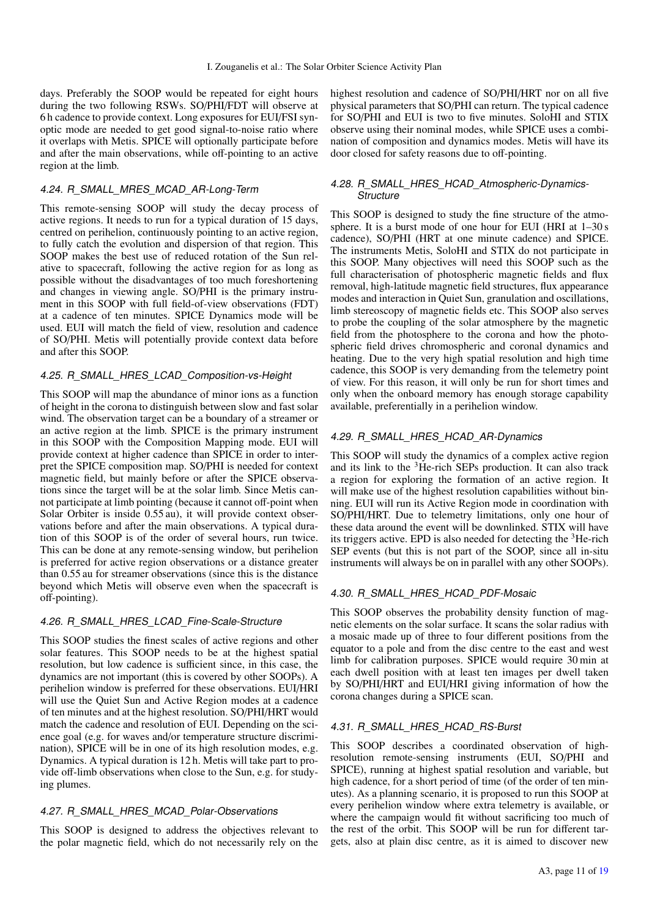days. Preferably the SOOP would be repeated for eight hours during the two following RSWs. SO/PHI/FDT will observe at 6 h cadence to provide context. Long exposures for EUI/FSI synoptic mode are needed to get good signal-to-noise ratio where it overlaps with Metis. SPICE will optionally participate before and after the main observations, while off-pointing to an active region at the limb.

### 4.24. R_SMALL_MRES_MCAD_AR-Long-Term

This remote-sensing SOOP will study the decay process of active regions. It needs to run for a typical duration of 15 days, centred on perihelion, continuously pointing to an active region, to fully catch the evolution and dispersion of that region. This SOOP makes the best use of reduced rotation of the Sun relative to spacecraft, following the active region for as long as possible without the disadvantages of too much foreshortening and changes in viewing angle. SO/PHI is the primary instrument in this SOOP with full field-of-view observations (FDT) at a cadence of ten minutes. SPICE Dynamics mode will be used. EUI will match the field of view, resolution and cadence of SO/PHI. Metis will potentially provide context data before and after this SOOP.

### 4.25. R_SMALL_HRES_LCAD_Composition-vs-Height

This SOOP will map the abundance of minor ions as a function of height in the corona to distinguish between slow and fast solar wind. The observation target can be a boundary of a streamer or an active region at the limb. SPICE is the primary instrument in this SOOP with the Composition Mapping mode. EUI will provide context at higher cadence than SPICE in order to interpret the SPICE composition map. SO/PHI is needed for context magnetic field, but mainly before or after the SPICE observations since the target will be at the solar limb. Since Metis cannot participate at limb pointing (because it cannot off-point when Solar Orbiter is inside 0.55 au), it will provide context observations before and after the main observations. A typical duration of this SOOP is of the order of several hours, run twice. This can be done at any remote-sensing window, but perihelion is preferred for active region observations or a distance greater than 0.55 au for streamer observations (since this is the distance beyond which Metis will observe even when the spacecraft is off-pointing).

### 4.26. R_SMALL_HRES_LCAD_Fine-Scale-Structure

This SOOP studies the finest scales of active regions and other solar features. This SOOP needs to be at the highest spatial resolution, but low cadence is sufficient since, in this case, the dynamics are not important (this is covered by other SOOPs). A perihelion window is preferred for these observations. EUI/HRI will use the Quiet Sun and Active Region modes at a cadence of ten minutes and at the highest resolution. SO/PHI/HRT would match the cadence and resolution of EUI. Depending on the science goal (e.g. for waves and/or temperature structure discrimination), SPICE will be in one of its high resolution modes, e.g. Dynamics. A typical duration is 12 h. Metis will take part to provide off-limb observations when close to the Sun, e.g. for studying plumes.

### 4.27. R_SMALL_HRES_MCAD_Polar-Observations

This SOOP is designed to address the objectives relevant to the polar magnetic field, which do not necessarily rely on the highest resolution and cadence of SO/PHI/HRT nor on all five physical parameters that SO/PHI can return. The typical cadence for SO/PHI and EUI is two to five minutes. SoloHI and STIX observe using their nominal modes, while SPICE uses a combination of composition and dynamics modes. Metis will have its door closed for safety reasons due to off-pointing.

### 4.28. R_SMALL_HRES_HCAD_Atmospheric-Dynamics-Structure

This SOOP is designed to study the fine structure of the atmosphere. It is a burst mode of one hour for EUI (HRI at 1–30 s cadence), SO/PHI (HRT at one minute cadence) and SPICE. The instruments Metis, SoloHI and STIX do not participate in this SOOP. Many objectives will need this SOOP such as the full characterisation of photospheric magnetic fields and flux removal, high-latitude magnetic field structures, flux appearance modes and interaction in Quiet Sun, granulation and oscillations, limb stereoscopy of magnetic fields etc. This SOOP also serves to probe the coupling of the solar atmosphere by the magnetic field from the photosphere to the corona and how the photospheric field drives chromospheric and coronal dynamics and heating. Due to the very high spatial resolution and high time cadence, this SOOP is very demanding from the telemetry point of view. For this reason, it will only be run for short times and only when the onboard memory has enough storage capability available, preferentially in a perihelion window.

### 4.29. R_SMALL_HRES_HCAD_AR-Dynamics

This SOOP will study the dynamics of a complex active region and its link to the $^3$He-rich SEPs production. It can also track a region for exploring the formation of an active region. It will make use of the highest resolution capabilities without binning. EUI will run its Active Region mode in coordination with SO/PHI/HRT. Due to telemetry limitations, only one hour of these data around the event will be downlinked. STIX will have its triggers active. EPD is also needed for detecting the $^3$He-rich SEP events (but this is not part of the SOOP, since all in-situ instruments will always be on in parallel with any other SOOPs).

### 4.30. R_SMALL_HRES_HCAD_PDF-Mosaic

This SOOP observes the probability density function of magnetic elements on the solar surface. It scans the solar radius with a mosaic made up of three to four different positions from the equator to a pole and from the disc centre to the east and west limb for calibration purposes. SPICE would require 30 min at each dwell position with at least ten images per dwell taken by SO/PHI/HRT and EUI/HRI giving information of how the corona changes during a SPICE scan.

### 4.31. R_SMALL_HRES_HCAD_RS-Burst

This SOOP describes a coordinated observation of high-resolution remote-sensing instruments (EUI, SO/PHI and SPICE), running at highest spatial resolution and variable, but high cadence, for a short period of time (of the order of ten minutes). As a planning scenario, it is proposed to run this SOOP at every perihelion window where extra telemetry is available, or where the campaign would fit without sacrificing too much of the rest of the orbit. This SOOP will be run for different targets, also at plain disc centre, as it is aimed to discover new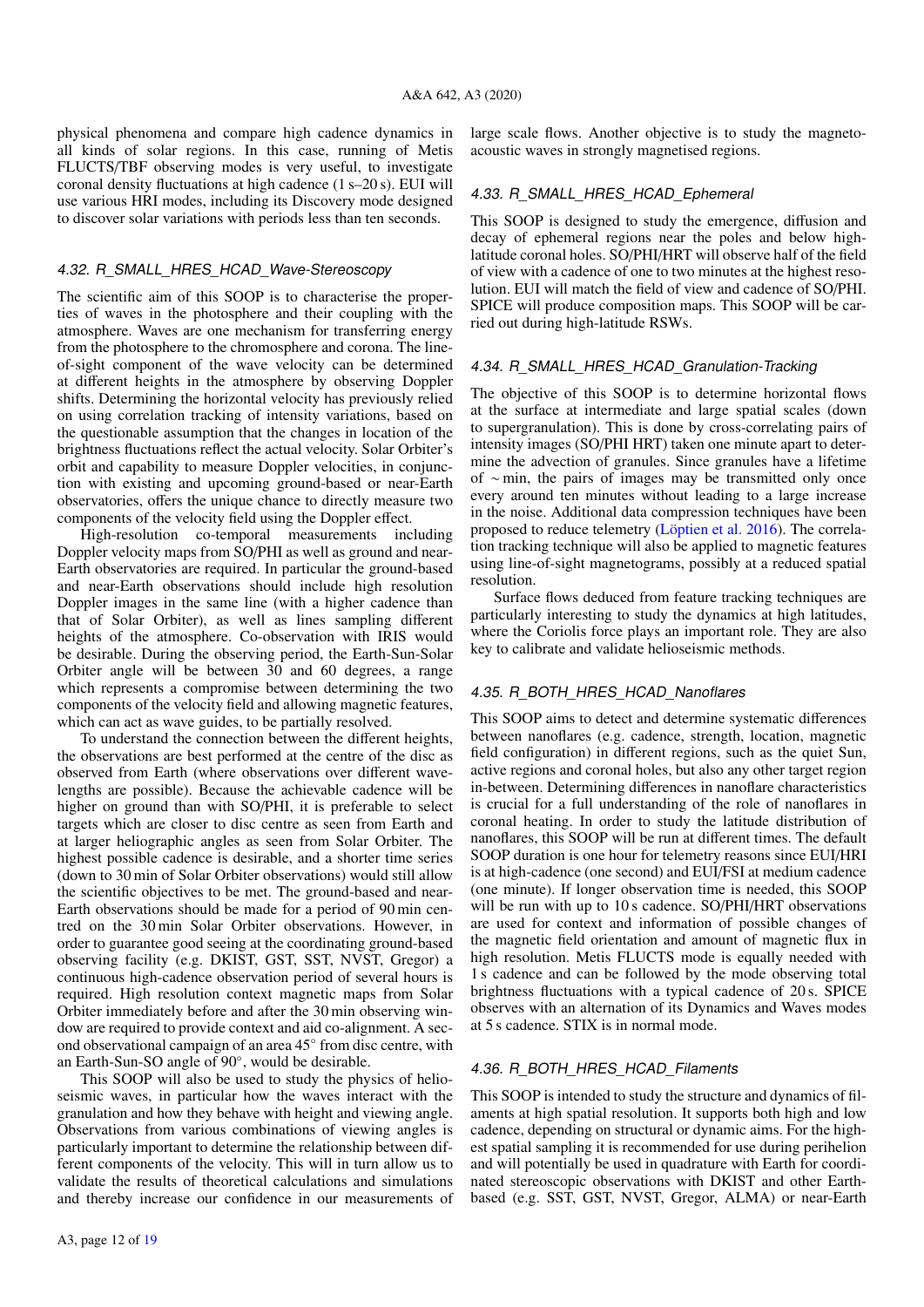physical phenomena and compare high cadence dynamics in all kinds of solar regions. In this case, running of Metis FLUCTS/TBF observing modes is very useful, to investigate coronal density fluctuations at high cadence (1 s–20 s). EUI will use various HRI modes, including its Discovery mode designed to discover solar variations with periods less than ten seconds.

### 4.32. *R_SMALL_HRES_HCAD_Wave-Stereoscopy*

The scientific aim of this SOOP is to characterise the properties of waves in the photosphere and their coupling with the atmosphere. Waves are one mechanism for transferring energy from the photosphere to the chromosphere and corona. The line-of-sight component of the wave velocity can be determined at different heights in the atmosphere by observing Doppler shifts. Determining the horizontal velocity has previously relied on using correlation tracking of intensity variations, based on the questionable assumption that the changes in location of the brightness fluctuations reflect the actual velocity. Solar Orbiter's orbit and capability to measure Doppler velocities, in conjunction with existing and upcoming ground-based or near-Earth observatories, offers the unique chance to directly measure two components of the velocity field using the Doppler effect.

High-resolution co-temporal measurements including Doppler velocity maps from SO/PHI as well as ground and near-Earth observatories are required. In particular the ground-based and near-Earth observations should include high resolution Doppler images in the same line (with a higher cadence than that of Solar Orbiter), as well as lines sampling different heights of the atmosphere. Co-observation with IRIS would be desirable. During the observing period, the Earth-Sun-Solar Orbiter angle will be between 30 and 60 degrees, a range which represents a compromise between determining the two components of the velocity field and allowing magnetic features, which can act as wave guides, to be partially resolved.

To understand the connection between the different heights, the observations are best performed at the centre of the disc as observed from Earth (where observations over different wavelengths are possible). Because the achievable cadence will be higher on ground than with SO/PHI, it is preferable to select targets which are closer to disc centre as seen from Earth and at larger heliographic angles as seen from Solar Orbiter. The highest possible cadence is desirable, and a shorter time series (down to 30 min of Solar Orbiter observations) would still allow the scientific objectives to be met. The ground-based and near-Earth observations should be made for a period of 90 min centred on the 30 min Solar Orbiter observations. However, in order to guarantee good seeing at the coordinating ground-based observing facility (e.g. DKIST, GST, SST, NVST, Gregor) a continuous high-cadence observation period of several hours is required. High resolution context magnetic maps from Solar Orbiter immediately before and after the 30 min observing window are required to provide context and aid co-alignment. A second observational campaign of an area 45° from disc centre, with an Earth-Sun-SO angle of 90°, would be desirable.

This SOOP will also be used to study the physics of helioseismic waves, in particular how the waves interact with the granulation and how they behave with height and viewing angle. Observations from various combinations of viewing angles is particularly important to determine the relationship between different components of the velocity. This will in turn allow us to validate the results of theoretical calculations and simulations and thereby increase our confidence in our measurements of large scale flows. Another objective is to study the magneto-acoustic waves in strongly magnetised regions.

### 4.33. *R_SMALL_HRES_HCAD_Ephemeral*

This SOOP is designed to study the emergence, diffusion and decay of ephemeral regions near the poles and below high-latitude coronal holes. SO/PHI/HRT will observe half of the field of view with a cadence of one to two minutes at the highest resolution. EUI will match the field of view and cadence of SO/PHI. SPICE will produce composition maps. This SOOP will be carried out during high-latitude RSWs.

### 4.34. *R_SMALL_HRES_HCAD_Granulation-Tracking*

The objective of this SOOP is to determine horizontal flows at the surface at intermediate and large spatial scales (down to supergranulation). This is done by cross-correlating pairs of intensity images (SO/PHI HRT) taken one minute apart to determine the advection of granules. Since granules have a lifetime of ∼ min, the pairs of images may be transmitted only once every around ten minutes without leading to a large increase in the noise. Additional data compression techniques have been proposed to reduce telemetry (Löptien et al. 2016). The correlation tracking technique will also be applied to magnetic features using line-of-sight magnetograms, possibly at a reduced spatial resolution.

Surface flows deduced from feature tracking techniques are particularly interesting to study the dynamics at high latitudes, where the Coriolis force plays an important role. They are also key to calibrate and validate helioseismic methods.

### 4.35. *R_BOTH_HRES_HCAD_Nanoflares*

This SOOP aims to detect and determine systematic differences between nanoflares (e.g. cadence, strength, location, magnetic field configuration) in different regions, such as the quiet Sun, active regions and coronal holes, but also any other target region in-between. Determining differences in nanoflare characteristics is crucial for a full understanding of the role of nanoflares in coronal heating. In order to study the latitude distribution of nanoflares, this SOOP will be run at different times. The default SOOP duration is one hour for telemetry reasons since EUI/HRI is at high-cadence (one second) and EUI/FSI at medium cadence (one minute). If longer observation time is needed, this SOOP will be run with up to 10 s cadence. SO/PHI/HRT observations are used for context and information of possible changes of the magnetic field orientation and amount of magnetic flux in high resolution. Metis FLUCTS mode is equally needed with 1 s cadence and can be followed by the mode observing total brightness fluctuations with a typical cadence of 20 s. SPICE observes with an alternation of its Dynamics and Waves modes at 5 s cadence. STIX is in normal mode.

### 4.36. *R_BOTH_HRES_HCAD_Filaments*

This SOOP is intended to study the structure and dynamics of filaments at high spatial resolution. It supports both high and low cadence, depending on structural or dynamic aims. For the highest spatial sampling it is recommended for use during perihelion and will potentially be used in quadrature with Earth for coordinated stereoscopic observations with DKIST and other Earth-based (e.g. SST, GST, NVST, Gregor, ALMA) or near-Earth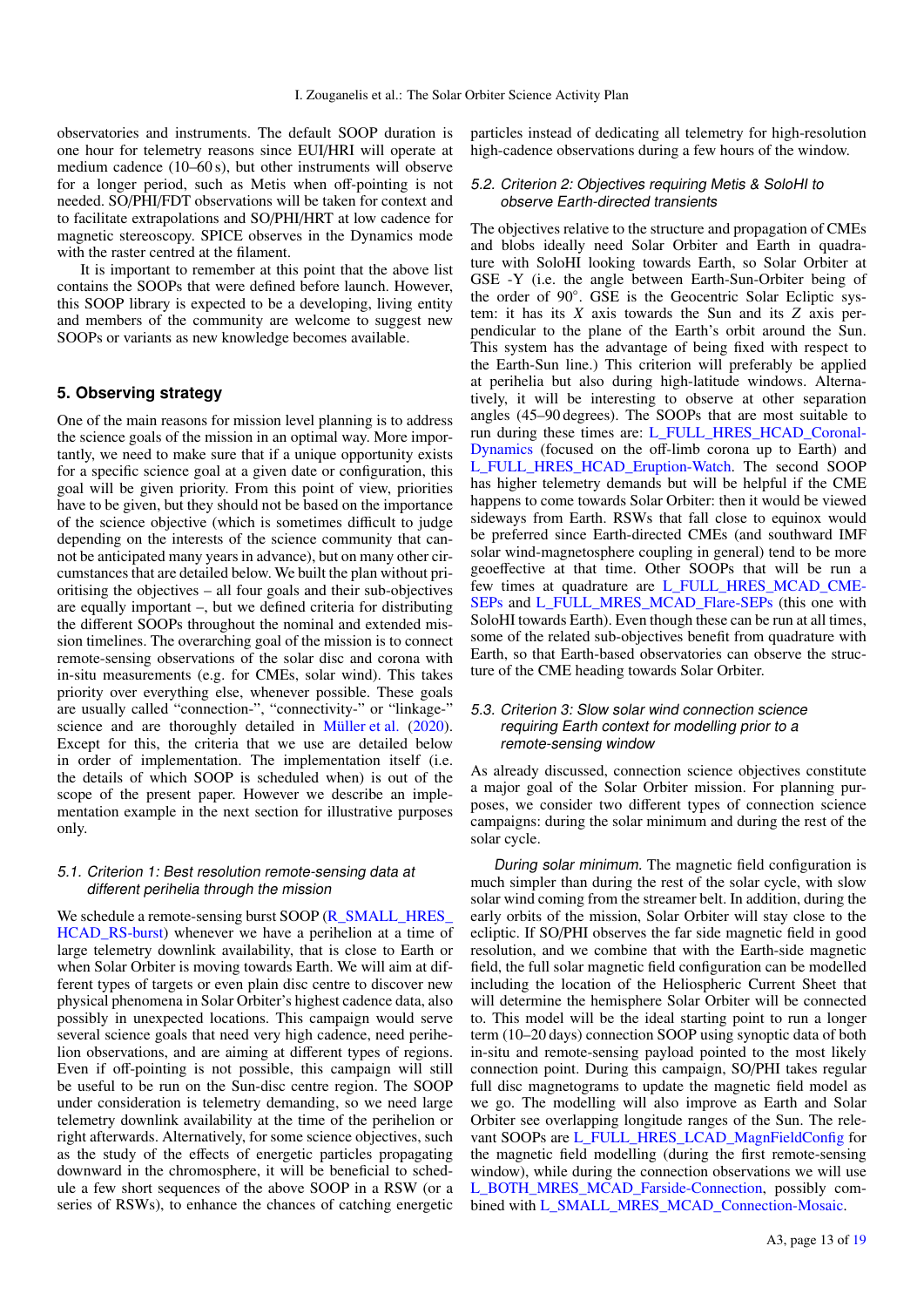observatories and instruments. The default SOOP duration is one hour for telemetry reasons since EUI/HRI will operate at medium cadence (10–60 s), but other instruments will observe for a longer period, such as Metis when off-pointing is not needed. SO/PHI/FDT observations will be taken for context and to facilitate extrapolations and SO/PHI/HRT at low cadence for magnetic stereoscopy. SPICE observes in the Dynamics mode with the raster centred at the filament.

It is important to remember at this point that the above list contains the SOOPs that were defined before launch. However, this SOOP library is expected to be a developing, living entity and members of the community are welcome to suggest new SOOPs or variants as new knowledge becomes available.

## 5. Observing strategy

One of the main reasons for mission level planning is to address the science goals of the mission in an optimal way. More importantly, we need to make sure that if a unique opportunity exists for a specific science goal at a given date or configuration, this goal will be given priority. From this point of view, priorities have to be given, but they should not be based on the importance of the science objective (which is sometimes difficult to judge depending on the interests of the science community that cannot be anticipated many years in advance), but on many other circumstances that are detailed below. We built the plan without prioritising the objectives – all four goals and their sub-objectives are equally important –, but we defined criteria for distributing the different SOOPs throughout the nominal and extended mission timelines. The overarching goal of the mission is to connect remote-sensing observations of the solar disc and corona with in-situ measurements (e.g. for CMEs, solar wind). This takes priority over everything else, whenever possible. These goals are usually called "connection-", "connectivity-" or "linkage-" science and are thoroughly detailed in Müller et al. (2020). Except for this, the criteria that we use are detailed below in order of implementation. The implementation itself (i.e. the details of which SOOP is scheduled when) is out of the scope of the present paper. However we describe an implementation example in the next section for illustrative purposes only.

### 5.1. Criterion 1: Best resolution remote-sensing data at different perihelia through the mission

We schedule a remote-sensing burst SOOP (R_SMALL_HRES_HCAD_RS-burst) whenever we have a perihelion at a time of large telemetry downlink availability, that is close to Earth or when Solar Orbiter is moving towards Earth. We will aim at different types of targets or even plain disc centre to discover new physical phenomena in Solar Orbiter's highest cadence data, also possibly in unexpected locations. This campaign would serve several science goals that need very high cadence, need perihelion observations, and are aiming at different types of regions. Even if off-pointing is not possible, this campaign will still be useful to be run on the Sun-disc centre region. The SOOP under consideration is telemetry demanding, so we need large telemetry downlink availability at the time of the perihelion or right afterwards. Alternatively, for some science objectives, such as the study of the effects of energetic particles propagating downward in the chromosphere, it will be beneficial to schedule a few short sequences of the above SOOP in a RSW (or a series of RSWs), to enhance the chances of catching energetic particles instead of dedicating all telemetry for high-resolution high-cadence observations during a few hours of the window.

### 5.2. Criterion 2: Objectives requiring Metis & SoloHI to observe Earth-directed transients

The objectives relative to the structure and propagation of CMEs and blobs ideally need Solar Orbiter and Earth in quadrature with SoloHI looking towards Earth, so Solar Orbiter at GSE -Y (i.e. the angle between Earth-Sun-Orbiter being of the order of 90°. GSE is the Geocentric Solar Ecliptic system: it has its $X$ axis towards the Sun and its $Z$ axis perpendicular to the plane of the Earth's orbit around the Sun. This system has the advantage of being fixed with respect to the Earth-Sun line.) This criterion will preferably be applied at perihelia but also during high-latitude windows. Alternatively, it will be interesting to observe at other separation angles (45–90 degrees). The SOOPs that are most suitable to run during these times are: L_FULL_HRES_HCAD_Coronal-Dynamics (focused on the off-limb corona up to Earth) and L_FULL_HRES_HCAD_Eruption-Watch. The second SOOP has higher telemetry demands but will be helpful if the CME happens to come towards Solar Orbiter: then it would be viewed sideways from Earth. RSWs that fall close to equinox would be preferred since Earth-directed CMEs (and southward IMF solar wind-magnetosphere coupling in general) tend to be more geoeffective at that time. Other SOOPs that will be run a few times at quadrature are L_FULL_HRES_MCAD_CME-SEPs and L_FULL_MRES_MCAD_Flare-SEPs (this one with SoloHI towards Earth). Even though these can be run at all times, some of the related sub-objectives benefit from quadrature with Earth, so that Earth-based observatories can observe the structure of the CME heading towards Solar Orbiter.

### 5.3. Criterion 3: Slow solar wind connection science requiring Earth context for modelling prior to a remote-sensing window

As already discussed, connection science objectives constitute a major goal of the Solar Orbiter mission. For planning purposes, we consider two different types of connection science campaigns: during the solar minimum and during the rest of the solar cycle.

*During solar minimum.* The magnetic field configuration is much simpler than during the rest of the solar cycle, with slow solar wind coming from the streamer belt. In addition, during the early orbits of the mission, Solar Orbiter will stay close to the ecliptic. If SO/PHI observes the far side magnetic field in good resolution, and we combine that with the Earth-side magnetic field, the full solar magnetic field configuration can be modelled including the location of the Heliospheric Current Sheet that will determine the hemisphere Solar Orbiter will be connected to. This model will be the ideal starting point to run a longer term (10–20 days) connection SOOP using synoptic data of both in-situ and remote-sensing payload pointed to the most likely connection point. During this campaign, SO/PHI takes regular full disc magnetograms to update the magnetic field model as we go. The modelling will also improve as Earth and Solar Orbiter see overlapping longitude ranges of the Sun. The relevant SOOPs are L_FULL_HRES_LCAD_MagnFieldConfig for the magnetic field modelling (during the first remote-sensing window), while during the connection observations we will use L_BOTH_MRES_MCAD_Farside-Connection, possibly combined with L_SMALL_MRES_MCAD_Connection-Mosaic.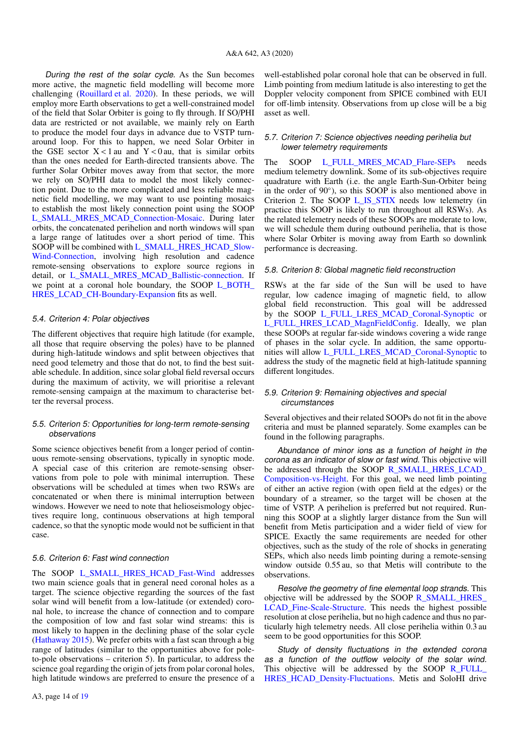*During the rest of the solar cycle.* As the Sun becomes more active, the magnetic field modelling will become more challenging (Rouillard et al. 2020). In these periods, we will employ more Earth observations to get a well-constrained model of the field that Solar Orbiter is going to fly through. If SO/PHI data are restricted or not available, we mainly rely on Earth to produce the model four days in advance due to VSTP turnaround loop. For this to happen, we need Solar Orbiter in the GSE sector $X < 1$ au and $Y < 0$ au, that is similar orbits than the ones needed for Earth-directed transients above. The further Solar Orbiter moves away from that sector, the more we rely on SO/PHI data to model the most likely connection point. Due to the more complicated and less reliable magnetic field modelling, we may want to use pointing mosaics to establish the most likely connection point using the SOOP L_SMALL_MRES_MCAD_Connection-Mosaic. During later orbits, the concatenated perihelion and north windows will span a large range of latitudes over a short period of time. This SOOP will be combined with L_SMALL_HRES_HCAD_Slow-Wind-Connection, involving high resolution and cadence remote-sensing observations to explore source regions in detail, or L_SMALL_MRES_MCAD_Ballistic-connection. If we point at a coronal hole boundary, the SOOP L_BOTH_HRES_LCAD_CH-Boundary-Expansion fits as well.

### 5.4. Criterion 4: Polar objectives

The different objectives that require high latitude (for example, all those that require observing the poles) have to be planned during high-latitude windows and split between objectives that need good telemetry and those that do not, to find the best suitable schedule. In addition, since solar global field reversal occurs during the maximum of activity, we will prioritise a relevant remote-sensing campaign at the maximum to characterise better the reversal process.

### 5.5. Criterion 5: Opportunities for long-term remote-sensing observations

Some science objectives benefit from a longer period of continuous remote-sensing observations, typically in synoptic mode. A special case of this criterion are remote-sensing observations from pole to pole with minimal interruption. These observations will be scheduled at times when two RSWs are concatenated or when there is minimal interruption between windows. However we need to note that helioseismology objectives require long, continuous observations at high temporal cadence, so that the synoptic mode would not be sufficient in that case.

### 5.6. Criterion 6: Fast wind connection

The SOOP L_SMALL_HRES_HCAD_Fast-Wind addresses two main science goals that in general need coronal holes as a target. The science objective regarding the sources of the fast solar wind will benefit from a low-latitude (or extended) coronal hole, to increase the chance of connection and to compare the composition of low and fast solar wind streams: this is most likely to happen in the declining phase of the solar cycle (Hathaway 2015). We prefer orbits with a fast scan through a big range of latitudes (similar to the opportunities above for pole-to-pole observations – criterion 5). In particular, to address the science goal regarding the origin of jets from polar coronal holes, high latitude windows are preferred to ensure the presence of a well-established polar coronal hole that can be observed in full. Limb pointing from medium latitude is also interesting to get the Doppler velocity component from SPICE combined with EUI for off-limb intensity. Observations from up close will be a big asset as well.

### 5.7. Criterion 7: Science objectives needing perihelia but lower telemetry requirements

The SOOP L_FULL_MRES_MCAD_Flare-SEPs needs medium telemetry downlink. Some of its sub-objectives require quadrature with Earth (i.e. the angle Earth-Sun-Orbiter being in the order of 90°), so this SOOP is also mentioned above in Criterion 2. The SOOP L_IS_STIX needs low telemetry (in practice this SOOP is likely to run throughout all RSWs). As the related telemetry needs of these SOOPs are moderate to low, we will schedule them during outbound perihelia, that is those where Solar Orbiter is moving away from Earth so downlink performance is decreasing.

### 5.8. Criterion 8: Global magnetic field reconstruction

RSWs at the far side of the Sun will be used to have regular, low cadence imaging of magnetic field, to allow global field reconstruction. This goal will be addressed by the SOOP L_FULL_LRES_MCAD_Coronal-Synoptic or L_FULL_HRES_LCAD_MagnFieldConfig. Ideally, we plan these SOOPs at regular far-side windows covering a wide range of phases in the solar cycle. In addition, the same opportunities will allow L_FULL_LRES_MCAD_Coronal-Synoptic to address the study of the magnetic field at high-latitude spanning different longitudes.

### 5.9. Criterion 9: Remaining objectives and special circumstances

Several objectives and their related SOOPs do not fit in the above criteria and must be planned separately. Some examples can be found in the following paragraphs.

*Abundance of minor ions as a function of height in the corona as an indicator of slow or fast wind.* This objective will be addressed through the SOOP R_SMALL_HRES_LCAD_Composition-vs-Height. For this goal, we need limb pointing of either an active region (with open field at the edges) or the boundary of a streamer, so the target will be chosen at the time of VSTP. A perihelion is preferred but not required. Running this SOOP at a slightly larger distance from the Sun will benefit from Metis participation and a wider field of view for SPICE. Exactly the same requirements are needed for other objectives, such as the study of the role of shocks in generating SEPs, which also needs limb pointing during a remote-sensing window outside 0.55 au, so that Metis will contribute to the observations.

*Resolve the geometry of fine elemental loop strands.* This objective will be addressed by the SOOP R_SMALL_HRES_LCAD_Fine-Scale-Structure. This needs the highest possible resolution at close perihelia, but no high cadence and thus no particularly high telemetry needs. All close perihelia within 0.3 au seem to be good opportunities for this SOOP.

*Study of density fluctuations in the extended corona as a function of the outflow velocity of the solar wind.* This objective will be addressed by the SOOP R_FULL_HRES_HCAD_Density-Fluctuations. Metis and SoloHI drive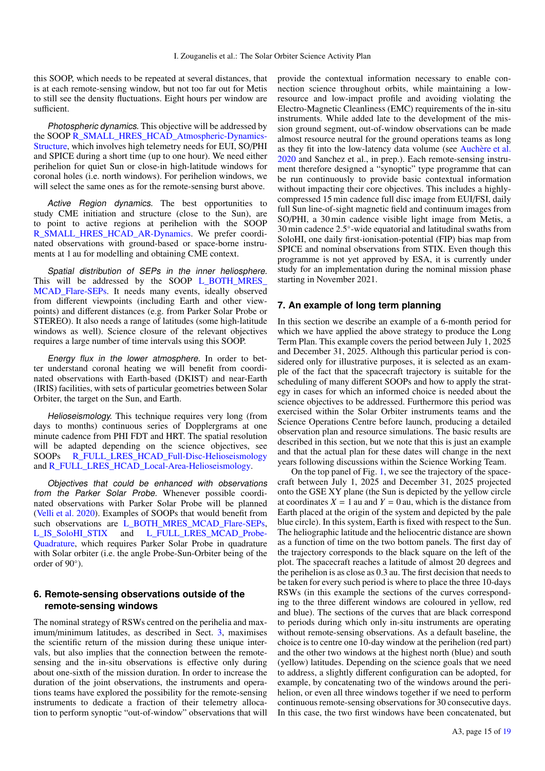this SOOP, which needs to be repeated at several distances, that is at each remote-sensing window, but not too far out for Metis to still see the density fluctuations. Eight hours per window are sufficient.

*Photospheric dynamics.* This objective will be addressed by the SOOP R_SMALL_HRES_HCAD_Atmospheric-Dynamics-Structure, which involves high telemetry needs for EUI, SO/PHI and SPICE during a short time (up to one hour). We need either perihelion for quiet Sun or close-in high-latitude windows for coronal holes (i.e. north windows). For perihelion windows, we will select the same ones as for the remote-sensing burst above.

*Active Region dynamics.* The best opportunities to study CME initiation and structure (close to the Sun), are to point to active regions at perihelion with the SOOP R_SMALL_HRES_HCAD_AR-Dynamics. We prefer coordinated observations with ground-based or space-borne instruments at 1 au for modelling and obtaining CME context.

*Spatial distribution of SEPs in the inner heliosphere.* This will be addressed by the SOOP L_BOTH_MRES_MCAD_Flare-SEPs. It needs many events, ideally observed from different viewpoints (including Earth and other viewpoints) and different distances (e.g. from Parker Solar Probe or STEREO). It also needs a range of latitudes (some high-latitude windows as well). Science closure of the relevant objectives requires a large number of time intervals using this SOOP.

*Energy flux in the lower atmosphere.* In order to better understand coronal heating we will benefit from coordinated observations with Earth-based (DKIST) and near-Earth (IRIS) facilities, with sets of particular geometries between Solar Orbiter, the target on the Sun, and Earth.

*Helioseismology.* This technique requires very long (from days to months) continuous series of Dopplergrams at one minute cadence from PHI FDT and HRT. The spatial resolution will be adapted depending on the science objectives, see SOOPs R_FULL_LRES_HCAD_Full-Disc-Helioseismology and R_FULL_LRES_HCAD_Local-Area-Helioseismology.

*Objectives that could be enhanced with observations from the Parker Solar Probe.* Whenever possible coordinated observations with Parker Solar Probe will be planned (Velli et al. 2020). Examples of SOOPs that would benefit from such observations are L_BOTH_MRES_MCAD_Flare-SEPs, L_IS_SoloHI_STIX and L_FULL_LRES_MCAD_Probe-Quadrature, which requires Parker Solar Probe in quadrature with Solar orbiter (i.e. the angle Probe-Sun-Orbiter being of the order of 90°).

## 6. Remote-sensing observations outside of the remote-sensing windows

The nominal strategy of RSWs centred on the perihelia and maximum/minimum latitudes, as described in Sect. 3, maximises the scientific return of the mission during these unique intervals, but also implies that the connection between the remote-sensing and the in-situ observations is effective only during about one-sixth of the mission duration. In order to increase the duration of the joint observations, the instruments and operations teams have explored the possibility for the remote-sensing instruments to dedicate a fraction of their telemetry allocation to perform synoptic "out-of-window" observations that will provide the contextual information necessary to enable connection science throughout orbits, while maintaining a low-resource and low-impact profile and avoiding violating the Electro-Magnetic Cleanliness (EMC) requirements of the in-situ instruments. While added late to the development of the mission ground segment, out-of-window observations can be made almost resource neutral for the ground operations teams as long as they fit into the low-latency data volume (see Auchère et al. 2020 and Sanchez et al., in prep.). Each remote-sensing instrument therefore designed a "synoptic" type programme that can be run continuously to provide basic contextual information without impacting their core objectives. This includes a highly-compressed 15 min cadence full disc image from EUI/FSI, daily full Sun line-of-sight magnetic field and continuum images from SO/PHI, a 30 min cadence visible light image from Metis, a 30 min cadence 2.5°-wide equatorial and latitudinal swaths from SoloHI, one daily first-ionisation-potential (FIP) bias map from SPICE and nominal observations from STIX. Even though this programme is not yet approved by ESA, it is currently under study for an implementation during the nominal mission phase starting in November 2021.

## 7. An example of long term planning

In this section we describe an example of a 6-month period for which we have applied the above strategy to produce the Long Term Plan. This example covers the period between July 1, 2025 and December 31, 2025. Although this particular period is considered only for illustrative purposes, it is selected as an example of the fact that the spacecraft trajectory is suitable for the scheduling of many different SOOPs and how to apply the strategy in cases for which an informed choice is needed about the science objectives to be addressed. Furthermore this period was exercised within the Solar Orbiter instruments teams and the Science Operations Centre before launch, producing a detailed observation plan and resource simulations. The basic results are described in this section, but we note that this is just an example and that the actual plan for these dates will change in the next years following discussions within the Science Working Team.

On the top panel of Fig. 1, we see the trajectory of the spacecraft between July 1, 2025 and December 31, 2025 projected onto the GSE XY plane (the Sun is depicted by the yellow circle at coordinates $X = 1$ au and $Y = 0$ au, which is the distance from Earth placed at the origin of the system and depicted by the pale blue circle). In this system, Earth is fixed with respect to the Sun. The heliographic latitude and the heliocentric distance are shown as a function of time on the two bottom panels. The first day of the trajectory corresponds to the black square on the left of the plot. The spacecraft reaches a latitude of almost 20 degrees and the perihelion is as close as 0.3 au. The first decision that needs to be taken for every such period is where to place the three 10-days RSWs (in this example the sections of the curves corresponding to the three different windows are coloured in yellow, red and blue). The sections of the curves that are black correspond to periods during which only in-situ instruments are operating without remote-sensing observations. As a default baseline, the choice is to centre one 10-day window at the perihelion (red part) and the other two windows at the highest north (blue) and south (yellow) latitudes. Depending on the science goals that we need to address, a slightly different configuration can be adopted, for example, by concatenating two of the windows around the perihelion, or even all three windows together if we need to perform continuous remote-sensing observations for 30 consecutive days. In this case, the two first windows have been concatenated, but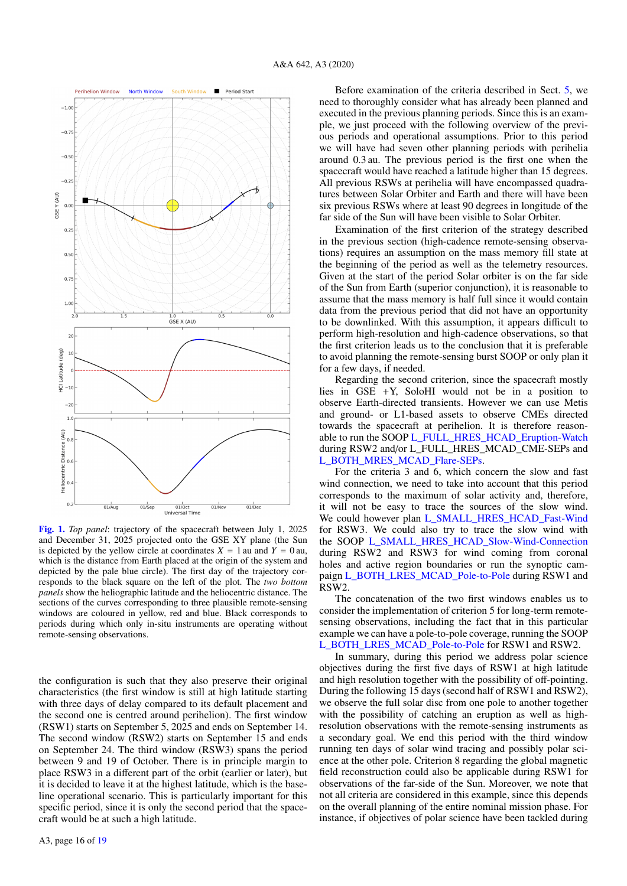**Fig. 1.** *Top panel*: trajectory of the spacecraft between July 1, 2025 and December 31, 2025 projected onto the GSE XY plane (the Sun is depicted by the yellow circle at coordinates $X = 1$ au and $Y = 0$ au, which is the distance from Earth placed at the origin of the system and depicted by the pale blue circle). The first day of the trajectory corresponds to the black square on the left of the plot. The *two bottom panels* show the heliographic latitude and the heliocentric distance. The sections of the curves corresponding to three plausible remote-sensing windows are coloured in yellow, red and blue. Black corresponds to periods during which only in-situ instruments are operating without remote-sensing observations.

the configuration is such that they also preserve their original characteristics (the first window is still at high latitude starting with three days of delay compared to its default placement and the second one is centred around perihelion). The first window (RSW1) starts on September 5, 2025 and ends on September 14. The second window (RSW2) starts on September 15 and ends on September 24. The third window (RSW3) spans the period between 9 and 19 of October. There is in principle margin to place RSW3 in a different part of the orbit (earlier or later), but it is decided to leave it at the highest latitude, which is the baseline operational scenario. This is particularly important for this specific period, since it is only the second period that the spacecraft would be at such a high latitude.

Before examination of the criteria described in Sect. 5, we need to thoroughly consider what has already been planned and executed in the previous planning periods. Since this is an example, we just proceed with the following overview of the previous periods and operational assumptions. Prior to this period we will have had seven other planning periods with perihelia around 0.3 au. The previous period is the first one when the spacecraft would have reached a latitude higher than 15 degrees. All previous RSWs at perihelia will have encompassed quadratures between Solar Orbiter and Earth and there will have been six previous RSWs where at least 90 degrees in longitude of the far side of the Sun will have been visible to Solar Orbiter.

Examination of the first criterion of the strategy described in the previous section (high-cadence remote-sensing observations) requires an assumption on the mass memory fill state at the beginning of the period as well as the telemetry resources. Given at the start of the period Solar orbiter is on the far side of the Sun from Earth (superior conjunction), it is reasonable to assume that the mass memory is half full since it would contain data from the previous period that did not have an opportunity to be downlinked. With this assumption, it appears difficult to perform high-resolution and high-cadence observations, so that the first criterion leads us to the conclusion that it is preferable to avoid planning the remote-sensing burst SOOP or only plan it for a few days, if needed.

Regarding the second criterion, since the spacecraft mostly lies in GSE +Y, SoloHI would not be in a position to observe Earth-directed transients. However we can use Metis and ground- or L1-based assets to observe CMEs directed towards the spacecraft at perihelion. It is therefore reasonable to run the SOOP L_FULL_HRES_HCAD_Eruption-Watch during RSW2 and/or L_FULL_HRES_MCAD_CME-SEPs and L_BOTH_MRES_MCAD_Flare-SEPs.

For the criteria 3 and 6, which concern the slow and fast wind connection, we need to take into account that this period corresponds to the maximum of solar activity and, therefore, it will not be easy to trace the sources of the slow wind. We could however plan L_SMALL_HRES_HCAD_Fast-Wind for RSW3. We could also try to trace the slow wind with the SOOP L_SMALL_HRES_HCAD_Slow-Wind-Connection during RSW2 and RSW3 for wind coming from coronal holes and active region boundaries or run the synoptic campaign L_BOTH_LRES_MCAD_Pole-to-Pole during RSW1 and RSW2.

The concatenation of the two first windows enables us to consider the implementation of criterion 5 for long-term remote-sensing observations, including the fact that in this particular example we can have a pole-to-pole coverage, running the SOOP L_BOTH_LRES_MCAD_Pole-to-Pole for RSW1 and RSW2.

In summary, during this period we address polar science objectives during the first five days of RSW1 at high latitude and high resolution together with the possibility of off-pointing. During the following 15 days (second half of RSW1 and RSW2), we observe the full solar disc from one pole to another together with the possibility of catching an eruption as well as high-resolution observations with the remote-sensing instruments as a secondary goal. We end this period with the third window running ten days of solar wind tracing and possibly polar science at the other pole. Criterion 8 regarding the global magnetic field reconstruction could also be applicable during RSW1 for observations of the far-side of the Sun. Moreover, we note that not all criteria are considered in this example, since this depends on the overall planning of the entire nominal mission phase. For instance, if objectives of polar science have been tackled during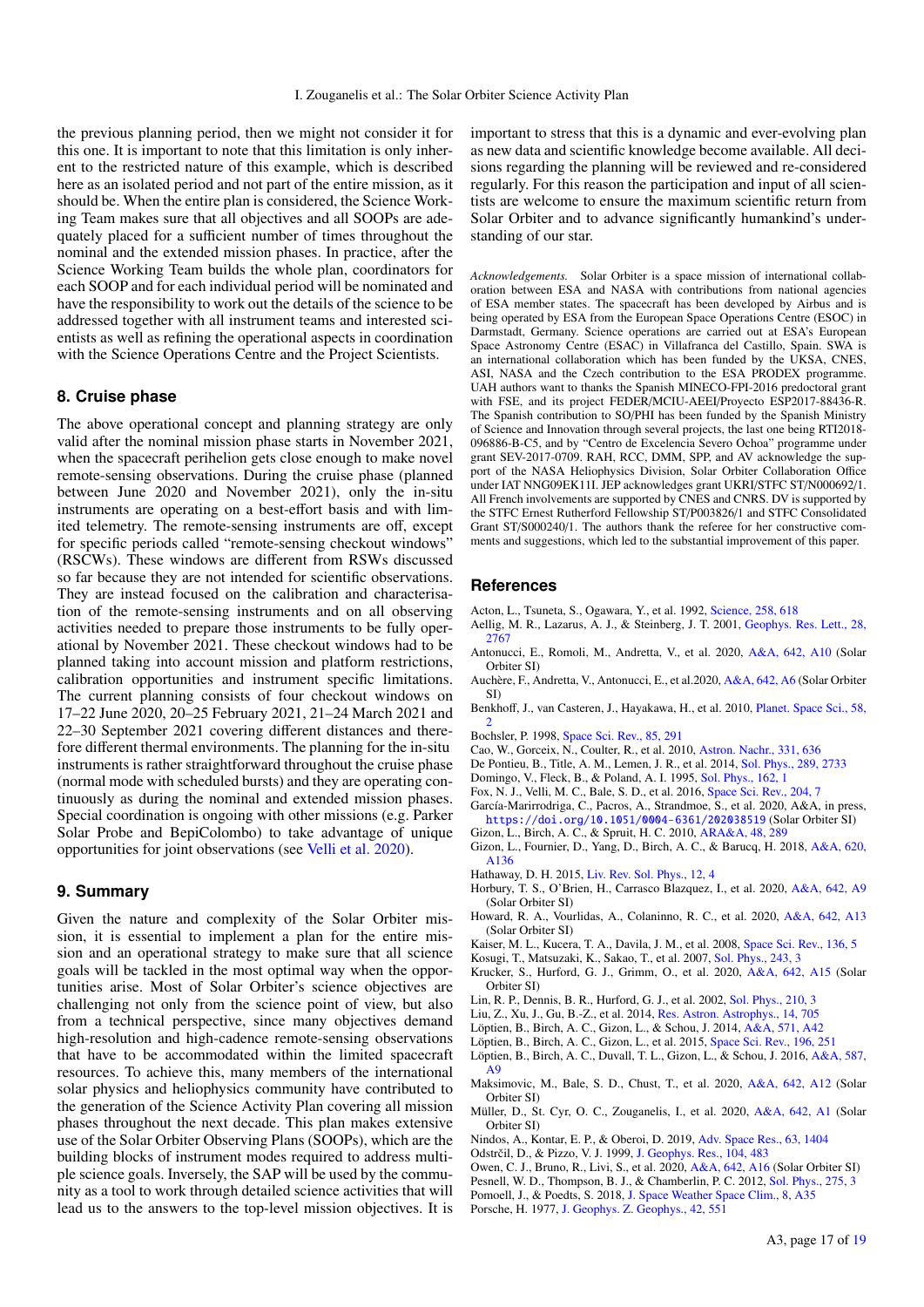the previous planning period, then we might not consider it for this one. It is important to note that this limitation is only inherent to the restricted nature of this example, which is described here as an isolated period and not part of the entire mission, as it should be. When the entire plan is considered, the Science Working Team makes sure that all objectives and all SOOPs are adequately placed for a sufficient number of times throughout the nominal and the extended mission phases. In practice, after the Science Working Team builds the whole plan, coordinators for each SOOP and for each individual period will be nominated and have the responsibility to work out the details of the science to be addressed together with all instrument teams and interested scientists as well as refining the operational aspects in coordination with the Science Operations Centre and the Project Scientists.

## 8. Cruise phase

The above operational concept and planning strategy are only valid after the nominal mission phase starts in November 2021, when the spacecraft perihelion gets close enough to make novel remote-sensing observations. During the cruise phase (planned between June 2020 and November 2021), only the in-situ instruments are operating on a best-effort basis and with limited telemetry. The remote-sensing instruments are off, except for specific periods called "remote-sensing checkout windows" (RSCWs). These windows are different from RSWs discussed so far because they are not intended for scientific observations. They are instead focused on the calibration and characterisation of the remote-sensing instruments and on all observing activities needed to prepare those instruments to be fully operational by November 2021. These checkout windows had to be planned taking into account mission and platform restrictions, calibration opportunities and instrument specific limitations. The current planning consists of four checkout windows on 17–22 June 2020, 20–25 February 2021, 21–24 March 2021 and 22–30 September 2021 covering different distances and therefore different thermal environments. The planning for the in-situ instruments is rather straightforward throughout the cruise phase (normal mode with scheduled bursts) and they are operating continuously as during the nominal and extended mission phases. Special coordination is ongoing with other missions (e.g. Parker Solar Probe and BepiColombo) to take advantage of unique opportunities for joint observations (see Velli et al. 2020).

## 9. Summary

Given the nature and complexity of the Solar Orbiter mission, it is essential to implement a plan for the entire mission and an operational strategy to make sure that all science goals will be tackled in the most optimal way when the opportunities arise. Most of Solar Orbiter's science objectives are challenging not only from the science point of view, but also from a technical perspective, since many objectives demand high-resolution and high-cadence remote-sensing observations that have to be accommodated within the limited spacecraft resources. To achieve this, many members of the international solar physics and heliophysics community have contributed to the generation of the Science Activity Plan covering all mission phases throughout the next decade. This plan makes extensive use of the Solar Orbiter Observing Plans (SOOPs), which are the building blocks of instrument modes required to address multiple science goals. Inversely, the SAP will be used by the community as a tool to work through detailed science activities that will lead us to the answers to the top-level mission objectives. It is important to stress that this is a dynamic and ever-evolving plan as new data and scientific knowledge become available. All decisions regarding the planning will be reviewed and re-considered regularly. For this reason the participation and input of all scientists are welcome to ensure the maximum scientific return from Solar Orbiter and to advance significantly humankind's understanding of our star.

*Acknowledgements.* Solar Orbiter is a space mission of international collaboration between ESA and NASA with contributions from national agencies of ESA member states. The spacecraft has been developed by Airbus and is being operated by ESA from the European Space Operations Centre (ESOC) in Darmstadt, Germany. Science operations are carried out at ESA's European Space Astronomy Centre (ESAC) in Villafranca del Castillo, Spain. SWA is an international collaboration which has been funded by the UKSA, CNES, ASI, NASA and the Czech contribution to the ESA PRODEX programme. UAH authors want to thanks the Spanish MINECO-FPI-2016 predoctoral grant with FSE, and its project FEDER/MCIU-AEEI/Proyecto ESP2017-88436-R. The Spanish contribution to SO/PHI has been funded by the Spanish Ministry of Science and Innovation through several projects, the last one being RTI2018-096886-B-C5, and by "Centro de Excelencia Severo Ochoa" programme under grant SEV-2017-0709. RAH, RCC, DMM, SPP, and AV acknowledge the support of the NASA Heliophysics Division, Solar Orbiter Collaboration Office under IAT NNG09EK11I. JEP acknowledges grant UKRI/STFC ST/N000692/1. All French involvements are supported by CNES and CNRS. DV is supported by the STFC Ernest Rutherford Fellowship ST/P003826/1 and STFC Consolidated Grant ST/S000240/1. The authors thank the referee for her constructive comments and suggestions, which led to the substantial improvement of this paper.

## References

Acton, L., Tsuneta, S., Ogawara, Y., et al. 1992, Science, 258, 618
Aellig, M. R., Lazarus, A. J., & Steinberg, J. T. 2001, Geophys. Res. Lett., 28, 2767
Antonucci, E., Romoli, M., Andretta, V., et al. 2020, A&A, 642, A10 (Solar Orbiter SI)
Auchère, F., Andretta, V., Antonucci, E., et al.2020, A&A, 642, A6 (Solar Orbiter SI)
Benkhoff, J., van Casteren, J., Hayakawa, H., et al. 2010, Planet. Space Sci., 58, 2
Bochsler, P. 1998, Space Sci. Rev., 85, 291
Cao, W., Gorceix, N., Coulter, R., et al. 2010, Astron. Nachr., 331, 636
De Pontieu, B., Title, A. M., Lemen, J. R., et al. 2014, Sol. Phys., 289, 2733
Domingo, V., Fleck, B., & Poland, A. I. 1995, Sol. Phys., 162, 1
Fox, N. J., Velli, M. C., Bale, S. D., et al. 2016, Space Sci. Rev., 204, 7
García-Marirrodriga, C., Pacros, A., Strandmoe, S., et al. 2020, A&A, in press, https://doi.org/10.1051/0004-6361/202038519 (Solar Orbiter SI)
Gizon, L., Birch, A. C., & Spruit, H. C. 2010, ARA&A, 48, 289
Gizon, L., Fournier, D., Yang, D., Birch, A. C., & Barucq, H. 2018, A&A, 620, A136
Hathaway, D. H. 2015, Liv. Rev. Sol. Phys., 12, 4
Horbury, T. S., O'Brien, H., Carrasco Blazquez, I., et al. 2020, A&A, 642, A9 (Solar Orbiter SI)
Howard, R. A., Vourlidas, A., Colaninno, R. C., et al. 2020, A&A, 642, A13 (Solar Orbiter SI)
Kaiser, M. L., Kucera, T. A., Davila, J. M., et al. 2008, Space Sci. Rev., 136, 5
Kosugi, T., Matsuzaki, K., Sakao, T., et al. 2007, Sol. Phys., 243, 3
Krucker, S., Hurford, G. J., Grimm, O., et al. 2020, A&A, 642, A15 (Solar Orbiter SI)
Lin, R. P., Dennis, B. R., Hurford, G. J., et al. 2002, Sol. Phys., 210, 3
Liu, Z., Xu, J., Gu, B.-Z., et al. 2014, Res. Astron. Astrophys., 14, 705
Löptien, B., Birch, A. C., Gizon, L., & Schou, J. 2014, A&A, 571, A42
Löptien, B., Birch, A. C., Gizon, L., et al. 2015, Space Sci. Rev., 196, 251
Löptien, B., Birch, A. C., Duvall, T. L., Gizon, L., & Schou, J. 2016, A&A, 587, A9
Maksimovic, M., Bale, S. D., Chust, T., et al. 2020, A&A, 642, A12 (Solar Orbiter SI)
Müller, D., St. Cyr, O. C., Zouganelis, I., et al. 2020, A&A, 642, A1 (Solar Orbiter SI)
Nindos, A., Kontar, E. P., & Oberoi, D. 2019, Adv. Space Res., 63, 1404
Odstrčil, D., & Pizzo, V. J. 1999, J. Geophys. Res., 104, 483
Owen, C. J., Bruno, R., Livi, S., et al. 2020, A&A, 642, A16 (Solar Orbiter SI)
Pesnell, W. D., Thompson, B. J., & Chamberlin, P. C. 2012, Sol. Phys., 275, 3
Pomoell, J., & Poedts, S. 2018, J. Space Weather Space Clim., 8, A35
Porsche, H. 1977, J. Geophys. Z. Geophys., 42, 551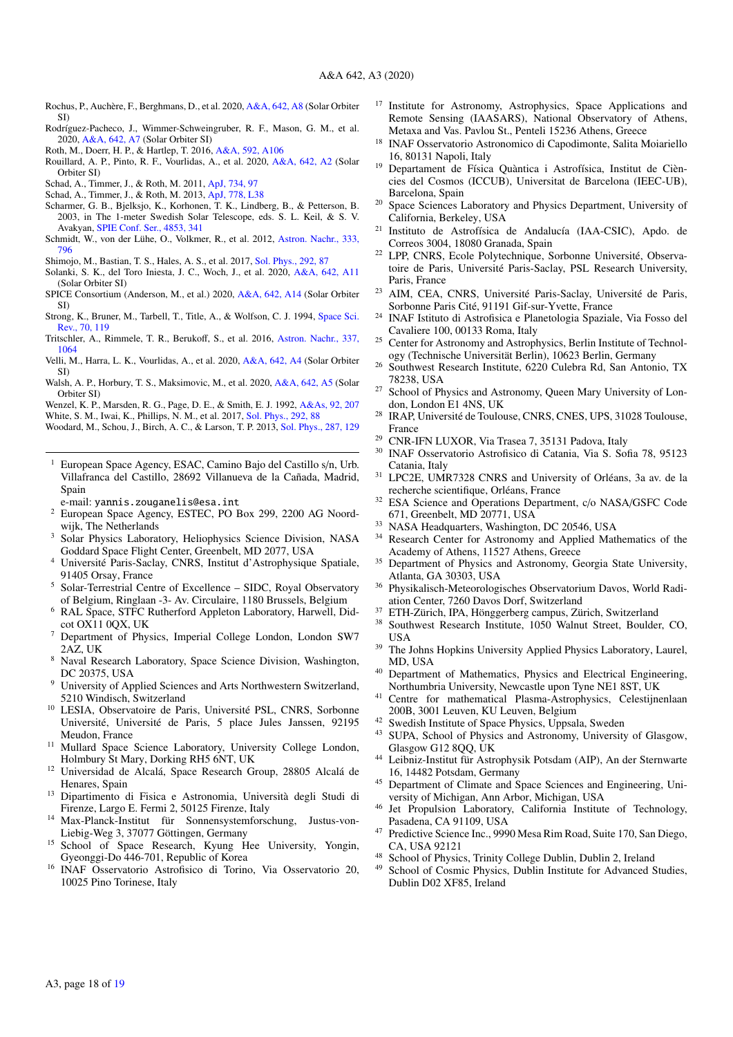Rochus, P., Auchère, F., Berghmans, D., et al. 2020, A&A, 642, A8 (Solar Orbiter SI)

Rodríguez-Pacheco, J., Wimmer-Schweingruber, R. F., Mason, G. M., et al. 2020, A&A, 642, A7 (Solar Orbiter SI)

Roth, M., Doerr, H. P., & Hartlep, T. 2016, A&A, 592, A106

Rouillard, A. P., Pinto, R. F., Vourlidas, A., et al. 2020, A&A, 642, A2 (Solar Orbiter SI)

Schad, A., Timmer, J., & Roth, M. 2011, ApJ, 734, 97

Schad, A., Timmer, J., & Roth, M. 2013, ApJ, 778, L38

Scharmer, G. B., Bjelksjo, K., Korhonen, T. K., Lindberg, B., & Petterson, B. 2003, in The 1-meter Swedish Solar Telescope, eds. S. L. Keil, & S. V. Avakyan, SPIE Conf. Ser., 4853, 341

Schmidt, W., von der Lühe, O., Volkmer, R., et al. 2012, Astron. Nachr., 333, 796

Shimojo, M., Bastian, T. S., Hales, A. S., et al. 2017, Sol. Phys., 292, 87

Solanki, S. K., del Toro Iniesta, J. C., Woch, J., et al. 2020, A&A, 642, A11 (Solar Orbiter SI)

SPICE Consortium (Anderson, M., et al.) 2020, A&A, 642, A14 (Solar Orbiter SI)

Strong, K., Bruner, M., Tarbell, T., Title, A., & Wolfson, C. J. 1994, Space Sci. Rev., 70, 119

Tritschler, A., Rimmele, T. R., Berukoff, S., et al. 2016, Astron. Nachr., 337, 1064

Velli, M., Harra, L. K., Vourlidas, A., et al. 2020, A&A, 642, A4 (Solar Orbiter SI)

Walsh, A. P., Horbury, T. S., Maksimovic, M., et al. 2020, A&A, 642, A5 (Solar Orbiter SI)

Wenzel, K. P., Marsden, R. G., Page, D. E., & Smith, E. J. 1992, A&As, 92, 207

White, S. M., Iwai, K., Phillips, N. M., et al. 2017, Sol. Phys., 292, 88

Woodard, M., Schou, J., Birch, A. C., & Larson, T. P. 2013, Sol. Phys., 287, 129

---

[1] European Space Agency, ESAC, Camino Bajo del Castillo s/n, Urb. Villafranca del Castillo, 28692 Villanueva de la Cañada, Madrid, Spain
e-mail: yannis.zouganelis@esa.int

[2] European Space Agency, ESTEC, PO Box 299, 2200 AG Noordwijk, The Netherlands

[3] Solar Physics Laboratory, Heliophysics Science Division, NASA Goddard Space Flight Center, Greenbelt, MD 2077, USA

[4] Université Paris-Saclay, CNRS, Institut d'Astrophysique Spatiale, 91405 Orsay, France

[5] Solar-Terrestrial Centre of Excellence – SIDC, Royal Observatory of Belgium, Ringlaan -3- Av. Circulaire, 1180 Brussels, Belgium

[6] RAL Space, STFC Rutherford Appleton Laboratory, Harwell, Didcot OX11 0QX, UK

[7] Department of Physics, Imperial College London, London SW7 2AZ, UK

[8] Naval Research Laboratory, Space Science Division, Washington, DC 20375, USA

[9] University of Applied Sciences and Arts Northwestern Switzerland, 5210 Windisch, Switzerland

[10] LESIA, Observatoire de Paris, Université PSL, CNRS, Sorbonne Université, Université de Paris, 5 place Jules Janssen, 92195 Meudon, France

[11] Mullard Space Science Laboratory, University College London, Holmbury St Mary, Dorking RH5 6NT, UK

[12] Universidad de Alcalá, Space Research Group, 28805 Alcalá de Henares, Spain

[13] Dipartimento di Fisica e Astronomia, Università degli Studi di Firenze, Largo E. Fermi 2, 50125 Firenze, Italy

[14] Max-Planck-Institut für Sonnensystemforschung, Justus-von-Liebig-Weg 3, 37077 Göttingen, Germany

[15] School of Space Research, Kyung Hee University, Yongin, Gyeonggi-Do 446-701, Republic of Korea

[16] INAF Osservatorio Astrofisico di Torino, Via Osservatorio 20, 10025 Pino Torinese, Italy

[17] Institute for Astronomy, Astrophysics, Space Applications and Remote Sensing (IAASARS), National Observatory of Athens, Metaxa and Vas. Pavlou St., Penteli 15236 Athens, Greece

[18] INAF Osservatorio Astronomico di Capodimonte, Salita Moiariello 16, 80131 Napoli, Italy

[19] Departament de Física Quàntica i Astrofísica, Institut de Ciències del Cosmos (ICCUB), Universitat de Barcelona (IEEC-UB), Barcelona, Spain

[20] Space Sciences Laboratory and Physics Department, University of California, Berkeley, USA

[21] Instituto de Astrofísica de Andalucía (IAA-CSIC), Apdo. de Correos 3004, 18080 Granada, Spain

[22] LPP, CNRS, Ecole Polytechnique, Sorbonne Université, Observatoire de Paris, Université Paris-Saclay, PSL Research University, Paris, France

[23] AIM, CEA, CNRS, Université Paris-Saclay, Université de Paris, Sorbonne Paris Cité, 91191 Gif-sur-Yvette, France

[24] INAF Istituto di Astrofisica e Planetologia Spaziale, Via Fosso del Cavaliere 100, 00133 Roma, Italy

[25] Center for Astronomy and Astrophysics, Berlin Institute of Technology (Technische Universität Berlin), 10623 Berlin, Germany

[26] Southwest Research Institute, 6220 Culebra Rd, San Antonio, TX 78238, USA

[27] School of Physics and Astronomy, Queen Mary University of London, London E1 4NS, UK

[28] IRAP, Université de Toulouse, CNRS, CNES, UPS, 31028 Toulouse, France

[29] CNR-IFN LUXOR, Via Trasea 7, 35131 Padova, Italy

[30] INAF Osservatorio Astrofisico di Catania, Via S. Sofia 78, 95123 Catania, Italy

[31] LPC2E, UMR7328 CNRS and University of Orléans, 3a av. de la recherche scientifique, Orléans, France

[32] ESA Science and Operations Department, c/o NASA/GSFC Code 671, Greenbelt, MD 20771, USA

[33] NASA Headquarters, Washington, DC 20546, USA

[34] Research Center for Astronomy and Applied Mathematics of the Academy of Athens, 11527 Athens, Greece

[35] Department of Physics and Astronomy, Georgia State University, Atlanta, GA 30303, USA

[36] Physikalisch-Meteorologisches Observatorium Davos, World Radiation Center, 7260 Davos Dorf, Switzerland

[37] ETH-Zürich, IPA, Hönggerberg campus, Zürich, Switzerland

[38] Southwest Research Institute, 1050 Walnut Street, Boulder, CO, USA

[39] The Johns Hopkins University Applied Physics Laboratory, Laurel, MD, USA

[40] Department of Mathematics, Physics and Electrical Engineering, Northumbria University, Newcastle upon Tyne NE1 8ST, UK

[41] Centre for mathematical Plasma-Astrophysics, Celestijnenlaan 200B, 3001 Leuven, KU Leuven, Belgium

[42] Swedish Institute of Space Physics, Uppsala, Sweden

[43] SUPA, School of Physics and Astronomy, University of Glasgow, Glasgow G12 8QQ, UK

[44] Leibniz-Institut für Astrophysik Potsdam (AIP), An der Sternwarte 16, 14482 Potsdam, Germany

[45] Department of Climate and Space Sciences and Engineering, University of Michigan, Ann Arbor, Michigan, USA

[46] Jet Propulsion Laboratory, California Institute of Technology, Pasadena, CA 91109, USA

[47] Predictive Science Inc., 9990 Mesa Rim Road, Suite 170, San Diego, CA, USA 92121

[48] School of Physics, Trinity College Dublin, Dublin 2, Ireland

[49] School of Cosmic Physics, Dublin Institute for Advanced Studies, Dublin D02 XF85, Ireland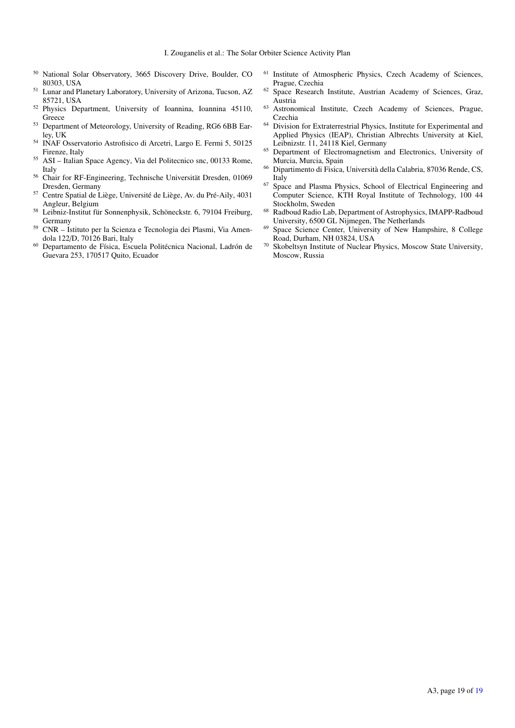[50] National Solar Observatory, 3665 Discovery Drive, Boulder, CO 80303, USA

[51] Lunar and Planetary Laboratory, University of Arizona, Tucson, AZ 85721, USA

[52] Physics Department, University of Ioannina, Ioannina 45110, Greece

[53] Department of Meteorology, University of Reading, RG6 6BB Earley, UK

[54] INAF Osservatorio Astrofisico di Arcetri, Largo E. Fermi 5, 50125 Firenze, Italy

[55] ASI – Italian Space Agency, Via del Politecnico snc, 00133 Rome, Italy

[56] Chair for RF-Engineering, Technische Universität Dresden, 01069 Dresden, Germany

[57] Centre Spatial de Liège, Université de Liège, Av. du Pré-Aily, 4031 Angleur, Belgium

[58] Leibniz-Institut für Sonnenphysik, Schöneckstr. 6, 79104 Freiburg, Germany

[59] CNR – Istituto per la Scienza e Tecnologia dei Plasmi, Via Amendola 122/D, 70126 Bari, Italy

[60] Departamento de Física, Escuela Politécnica Nacional, Ladrón de Guevara 253, 170517 Quito, Ecuador

[61] Institute of Atmospheric Physics, Czech Academy of Sciences, Prague, Czechia

[62] Space Research Institute, Austrian Academy of Sciences, Graz, Austria

[63] Astronomical Institute, Czech Academy of Sciences, Prague, Czechia

[64] Division for Extraterrestrial Physics, Institute for Experimental and Applied Physics (IEAP), Christian Albrechts University at Kiel, Leibnizstr. 11, 24118 Kiel, Germany

[65] Department of Electromagnetism and Electronics, University of Murcia, Murcia, Spain

[66] Dipartimento di Fisica, Università della Calabria, 87036 Rende, CS, Italy

[67] Space and Plasma Physics, School of Electrical Engineering and Computer Science, KTH Royal Institute of Technology, 100 44 Stockholm, Sweden

[68] Radboud Radio Lab, Department of Astrophysics, IMAPP-Radboud University, 6500 GL Nijmegen, The Netherlands

[69] Space Science Center, University of New Hampshire, 8 College Road, Durham, NH 03824, USA

[70] Skobeltsyn Institute of Nuclear Physics, Moscow State University, Moscow, Russia